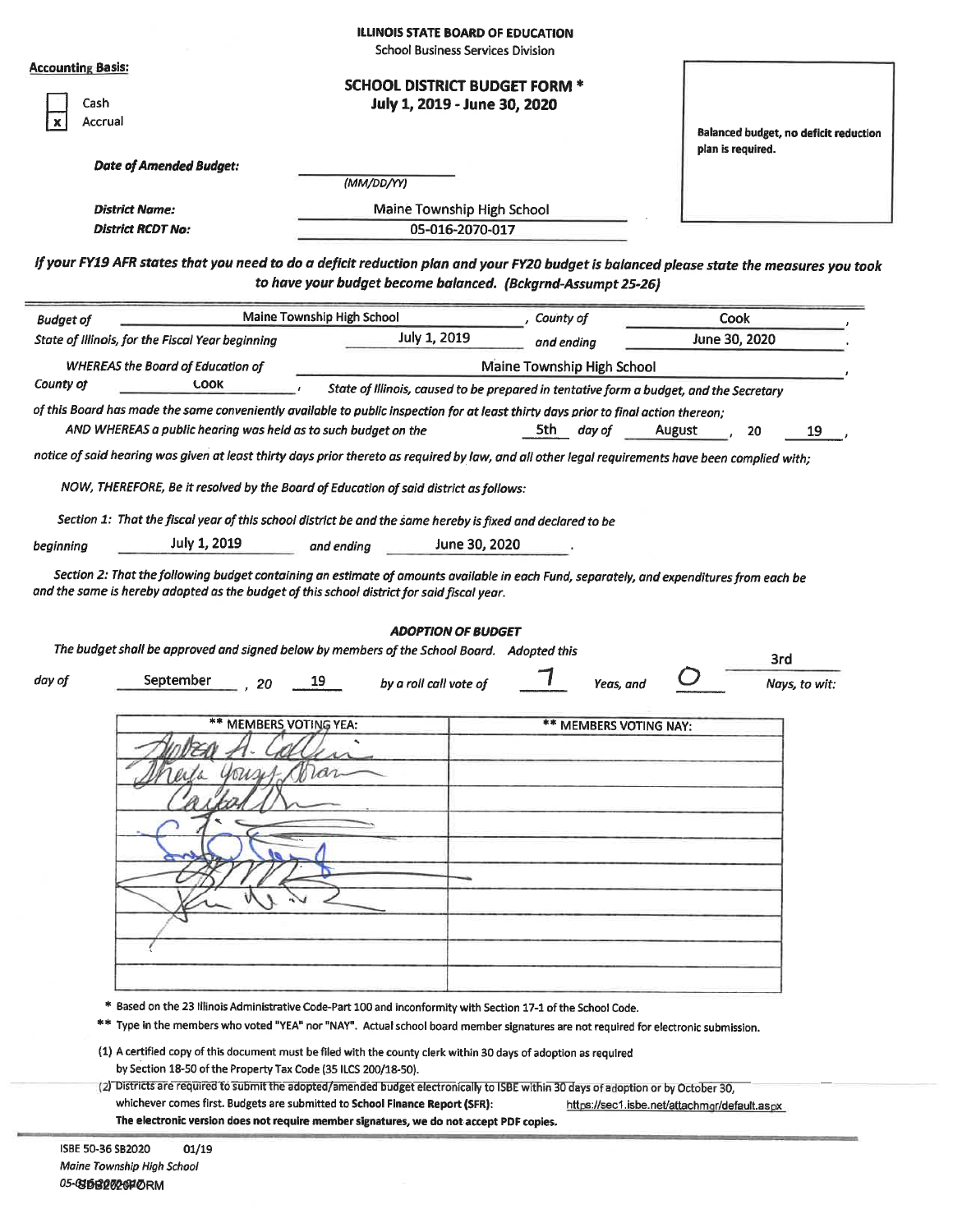**ILLINOIS STATE BOARD OF EDUCATION**
School Business Services Division

**Accounting Basis:**

- [ ] Cash
- [x] Accrual

## SCHOOL DISTRICT BUDGET FORM *
### July 1, 2019 - June 30, 2020

**Balanced budget, no deficit reduction plan is required.**

***Date of Amended Budget:*** ________________ *(MM/DD/YY)*

***District Name:*** Maine Township High School

***District RCDT No:*** 05-016-2070-017

***If your FY19 AFR states that you need to do a deficit reduction plan and your FY20 budget is balanced please state the measures you took to have your budget become balanced. (Bckgrnd-Assumpt 25-26)***

*Budget of* Maine Township High School *, County of* Cook *,*
*State of Illinois, for the Fiscal Year beginning* July 1, 2019 *and ending* June 30, 2020 *.*

*WHEREAS the Board of Education of* Maine Township High School *,*
*County of* Cook *, State of Illinois, caused to be prepared in tentative form a budget, and the Secretary of this Board has made the same conveniently available to public inspection for at least thirty days prior to final action thereon;*

*AND WHEREAS a public hearing was held as to such budget on the* 5th *day of* August *, 20* 19 *,*
*notice of said hearing was given at least thirty days prior thereto as required by law, and all other legal requirements have been complied with;*

*NOW, THEREFORE, Be it resolved by the Board of Education of said district as follows:*

*Section 1: That the fiscal year of this school district be and the same hereby is fixed and declared to be*
*beginning* July 1, 2019 *and ending* June 30, 2020 *.*

*Section 2: That the following budget containing an estimate of amounts available in each Fund, separately, and expenditures from each be and the same is hereby adopted as the budget of this school district for said fiscal year.*

### *ADOPTION OF BUDGET*

*The budget shall be approved and signed below by members of the School Board. Adopted this* 3rd
*day of* September *, 20* 19 *by a roll call vote of* 7 *Yeas, and* 0 *Nays, to wit:*

| ** MEMBERS VOTING YEA: | ** MEMBERS VOTING NAY: |
|---|---|
| [signature] | |
| [signature] | |
| [signature] | |
| [signature] | |
| [signature] | |
| [signature] | |
| [signature] | |
| | |
| | |
| | |

\* Based on the 23 Illinois Administrative Code-Part 100 and inconformity with Section 17-1 of the School Code.

\*\* Type in the members who voted "YEA" nor "NAY". Actual school board member signatures are not required for electronic submission.

(1) A certified copy of this document must be filed with the county clerk within 30 days of adoption as required by Section 18-50 of the Property Tax Code (35 ILCS 200/18-50).

(2) Districts are required to submit the adopted/amended budget electronically to ISBE within 30 days of adoption or by October 30, whichever comes first. Budgets are submitted to **School Finance Report (SFR)**: https://sec1.isbe.net/attachmgr/default.aspx
**The electronic version does not require member signatures, we do not accept PDF copies.**

ISBE 50-36 SB2020 01/19
*Maine Township High School*
05-016-2070-017
SB2020FORM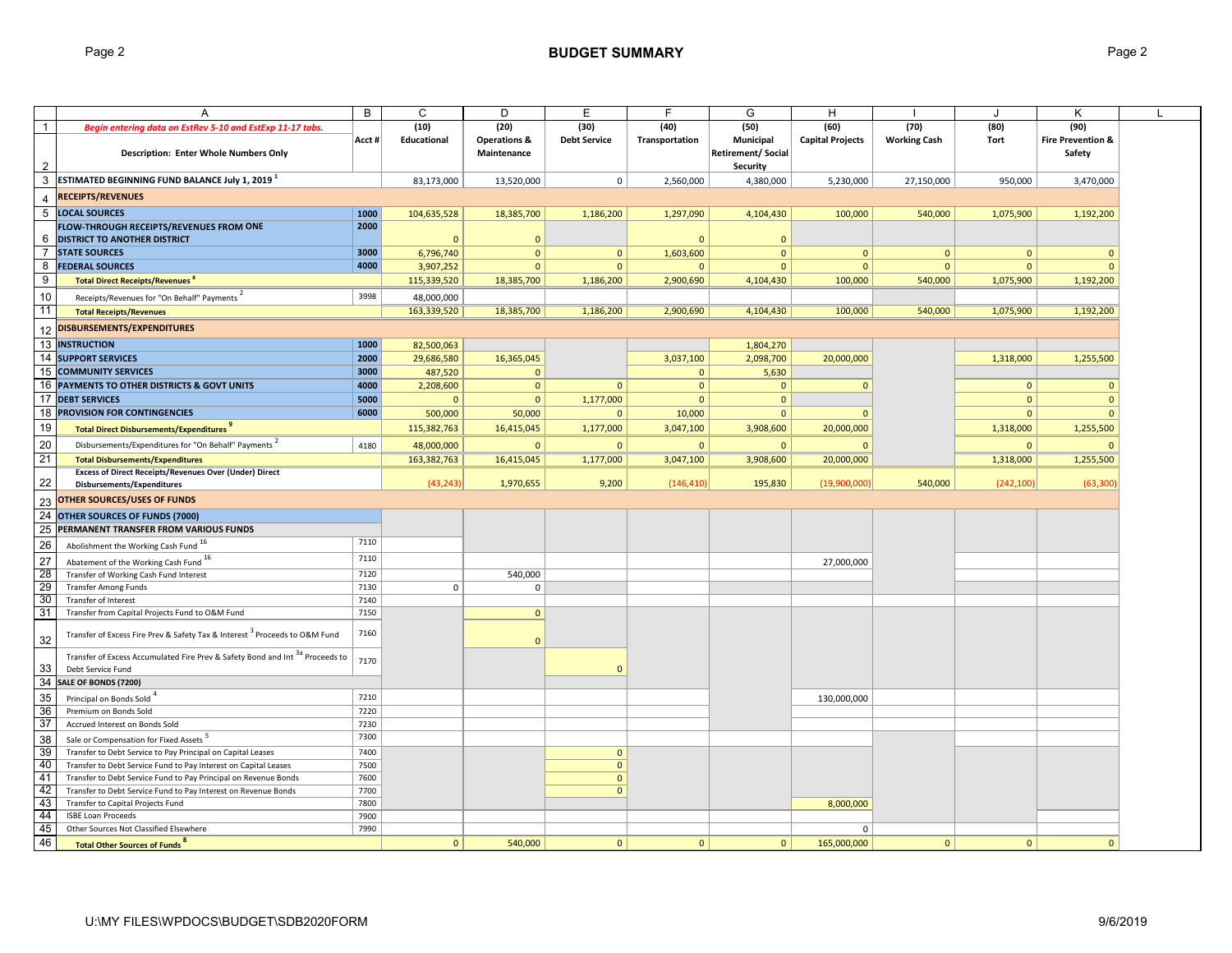# BUDGET SUMMARY

| | A | B | C | D | E | F | G | H | I | J | K | L |
|---|---|---|---|---|---|---|---|---|---|---|---|---|
| 1 | *Begin entering data on EstRev 5-10 and EstExp 11-17 tabs.* | | (10) | (20) | (30) | (40) | (50) | (60) | (70) | (80) | (90) | |
| 2 | **Description: Enter Whole Numbers Only** | **Acct #** | **Educational** | **Operations & Maintenance** | **Debt Service** | **Transportation** | **Municipal Retirement/ Social Security** | **Capital Projects** | **Working Cash** | **Tort** | **Fire Prevention & Safety** | |
| 3 | **ESTIMATED BEGINNING FUND BALANCE July 1, 2019** [1] | | 83,173,000 | 13,520,000 | 0 | 2,560,000 | 4,380,000 | 5,230,000 | 27,150,000 | 950,000 | 3,470,000 | |
| 4 | **RECEIPTS/REVENUES** | | | | | | | | | | | |
| 5 | **LOCAL SOURCES** | **1000** | 104,635,528 | 18,385,700 | 1,186,200 | 1,297,090 | 4,104,430 | 100,000 | 540,000 | 1,075,900 | 1,192,200 | |
| 6 | **FLOW-THROUGH RECEIPTS/REVENUES FROM ONE DISTRICT TO ANOTHER DISTRICT** | **2000** | 0 | 0 | | 0 | 0 | | | | | |
| 7 | **STATE SOURCES** | **3000** | 6,796,740 | 0 | 0 | 1,603,600 | 0 | 0 | 0 | 0 | 0 | |
| 8 | **FEDERAL SOURCES** | **4000** | 3,907,252 | 0 | 0 | 0 | 0 | 0 | 0 | 0 | 0 | |
| 9 | **Total Direct Receipts/Revenues** [8] | | 115,339,520 | 18,385,700 | 1,186,200 | 2,900,690 | 4,104,430 | 100,000 | 540,000 | 1,075,900 | 1,192,200 | |
| 10 | Receipts/Revenues for "On Behalf" Payments [2] | 3998 | 48,000,000 | | | | | | | | | |
| 11 | **Total Receipts/Revenues** | | 163,339,520 | 18,385,700 | 1,186,200 | 2,900,690 | 4,104,430 | 100,000 | 540,000 | 1,075,900 | 1,192,200 | |
| 12 | **DISBURSEMENTS/EXPENDITURES** | | | | | | | | | | | |
| 13 | **INSTRUCTION** | **1000** | 82,500,063 | | | | 1,804,270 | | | | | |
| 14 | **SUPPORT SERVICES** | **2000** | 29,686,580 | 16,365,045 | | 3,037,100 | 2,098,700 | 20,000,000 | | 1,318,000 | 1,255,500 | |
| 15 | **COMMUNITY SERVICES** | **3000** | 487,520 | 0 | | 0 | 5,630 | | | | | |
| 16 | **PAYMENTS TO OTHER DISTRICTS & GOVT UNITS** | **4000** | 2,208,600 | 0 | 0 | 0 | 0 | 0 | | 0 | 0 | |
| 17 | **DEBT SERVICES** | **5000** | 0 | 0 | 1,177,000 | 0 | 0 | | | 0 | 0 | |
| 18 | **PROVISION FOR CONTINGENCIES** | **6000** | 500,000 | 50,000 | 0 | 10,000 | 0 | 0 | | 0 | 0 | |
| 19 | **Total Direct Disbursements/Expenditures** [9] | | 115,382,763 | 16,415,045 | 1,177,000 | 3,047,100 | 3,908,600 | 20,000,000 | | 1,318,000 | 1,255,500 | |
| 20 | Disbursements/Expenditures for "On Behalf" Payments [2] | 4180 | 48,000,000 | 0 | 0 | 0 | 0 | 0 | | 0 | 0 | |
| 21 | **Total Disbursements/Expenditures** | | 163,382,763 | 16,415,045 | 1,177,000 | 3,047,100 | 3,908,600 | 20,000,000 | | 1,318,000 | 1,255,500 | |
| 22 | **Excess of Direct Receipts/Revenues Over (Under) Direct Disbursements/Expenditures** | | (43,243) | 1,970,655 | 9,200 | (146,410) | 195,830 | (19,900,000) | 540,000 | (242,100) | (63,300) | |
| 23 | **OTHER SOURCES/USES OF FUNDS** | | | | | | | | | | | |
| 24 | **OTHER SOURCES OF FUNDS (7000)** | | | | | | | | | | | |
| 25 | **PERMANENT TRANSFER FROM VARIOUS FUNDS** | | | | | | | | | | | |
| 26 | Abolishment the Working Cash Fund [16] | 7110 | | | | | | | | | | |
| 27 | Abatement of the Working Cash Fund [16] | 7110 | | | | | | 27,000,000 | | | | |
| 28 | Transfer of Working Cash Fund Interest | 7120 | | 540,000 | | | | | | | | |
| 29 | Transfer Among Funds | 7130 | 0 | 0 | | | | | | | | |
| 30 | Transfer of Interest | 7140 | | | | | | | | | | |
| 31 | Transfer from Capital Projects Fund to O&M Fund | 7150 | | 0 | | | | | | | | |
| 32 | Transfer of Excess Fire Prev & Safety Tax & Interest [3] Proceeds to O&M Fund | 7160 | | 0 | | | | | | | | |
| 33 | Transfer of Excess Accumulated Fire Prev & Safety Bond and Int [3a] Proceeds to Debt Service Fund | 7170 | | | 0 | | | | | | | |
| 34 | **SALE OF BONDS (7200)** | | | | | | | | | | | |
| 35 | Principal on Bonds Sold [4] | 7210 | | | | | | 130,000,000 | | | | |
| 36 | Premium on Bonds Sold | 7220 | | | | | | | | | | |
| 37 | Accrued Interest on Bonds Sold | 7230 | | | | | | | | | | |
| 38 | Sale or Compensation for Fixed Assets [5] | 7300 | | | | | | | | | | |
| 39 | Transfer to Debt Service to Pay Principal on Capital Leases | 7400 | | | 0 | | | | | | | |
| 40 | Transfer to Debt Service Fund to Pay Interest on Capital Leases | 7500 | | | 0 | | | | | | | |
| 41 | Transfer to Debt Service Fund to Pay Principal on Revenue Bonds | 7600 | | | 0 | | | | | | | |
| 42 | Transfer to Debt Service Fund to Pay Interest on Revenue Bonds | 7700 | | | 0 | | | | | | | |
| 43 | Transfer to Capital Projects Fund | 7800 | | | | | | 8,000,000 | | | | |
| 44 | ISBE Loan Proceeds | 7900 | | | | | | | | | | |
| 45 | Other Sources Not Classified Elsewhere | 7990 | | | | | | 0 | | | | |
| 46 | **Total Other Sources of Funds** [8] | | 0 | 540,000 | 0 | 0 | 0 | 165,000,000 | 0 | 0 | 0 | |

U:\MY FILES\WPDOCS\BUDGET\SDB2020FORM 9/6/2019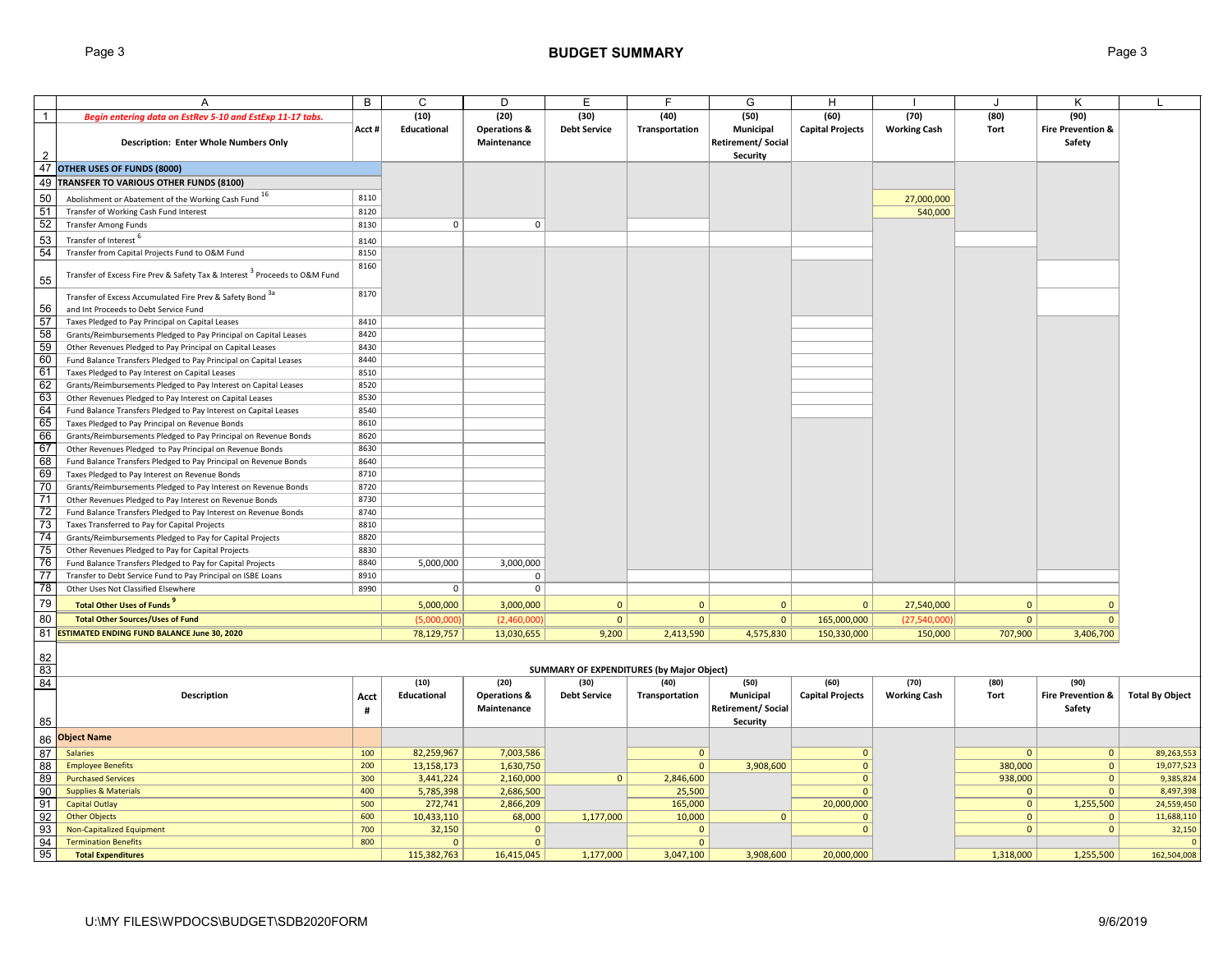## BUDGET SUMMARY

| | A | B | C | D | E | F | G | H | I | J | K | L |
|---|---|---|---|---|---|---|---|---|---|---|---|---|
| 1 | *Begin entering data on EstRev 5-10 and EstExp 11-17 tabs.* | | (10) | (20) | (30) | (40) | (50) | (60) | (70) | (80) | (90) | |
| 2 | **Description: Enter Whole Numbers Only** | **Acct #** | **Educational** | **Operations & Maintenance** | **Debt Service** | **Transportation** | **Municipal Retirement/ Social Security** | **Capital Projects** | **Working Cash** | **Tort** | **Fire Prevention & Safety** | |
| 47 | **OTHER USES OF FUNDS (8000)** | | | | | | | | | | | |
| 49 | **TRANSFER TO VARIOUS OTHER FUNDS (8100)** | | | | | | | | | | | |
| 50 | Abolishment or Abatement of the Working Cash Fund [16] | 8110 | | | | | | | 27,000,000 | | | |
| 51 | Transfer of Working Cash Fund Interest | 8120 | | | | | | | 540,000 | | | |
| 52 | Transfer Among Funds | 8130 | 0 | 0 | | | | | | | | |
| 53 | Transfer of Interest [6] | 8140 | | | | | | | | | | |
| 54 | Transfer from Capital Projects Fund to O&M Fund | 8150 | | | | | | | | | | |
| 55 | Transfer of Excess Fire Prev & Safety Tax & Interest [3] Proceeds to O&M Fund | 8160 | | | | | | | | | | |
| 56 | Transfer of Excess Accumulated Fire Prev & Safety Bond [3a] and Int Proceeds to Debt Service Fund | 8170 | | | | | | | | | | |
| 57 | Taxes Pledged to Pay Principal on Capital Leases | 8410 | | | | | | | | | | |
| 58 | Grants/Reimbursements Pledged to Pay Principal on Capital Leases | 8420 | | | | | | | | | | |
| 59 | Other Revenues Pledged to Pay Principal on Capital Leases | 8430 | | | | | | | | | | |
| 60 | Fund Balance Transfers Pledged to Pay Principal on Capital Leases | 8440 | | | | | | | | | | |
| 61 | Taxes Pledged to Pay Interest on Capital Leases | 8510 | | | | | | | | | | |
| 62 | Grants/Reimbursements Pledged to Pay Interest on Capital Leases | 8520 | | | | | | | | | | |
| 63 | Other Revenues Pledged to Pay Interest on Capital Leases | 8530 | | | | | | | | | | |
| 64 | Fund Balance Transfers Pledged to Pay Interest on Capital Leases | 8540 | | | | | | | | | | |
| 65 | Taxes Pledged to Pay Principal on Revenue Bonds | 8610 | | | | | | | | | | |
| 66 | Grants/Reimbursements Pledged to Pay Principal on Revenue Bonds | 8620 | | | | | | | | | | |
| 67 | Other Revenues Pledged to Pay Principal on Revenue Bonds | 8630 | | | | | | | | | | |
| 68 | Fund Balance Transfers Pledged to Pay Principal on Revenue Bonds | 8640 | | | | | | | | | | |
| 69 | Taxes Pledged to Pay Interest on Revenue Bonds | 8710 | | | | | | | | | | |
| 70 | Grants/Reimbursements Pledged to Pay Interest on Revenue Bonds | 8720 | | | | | | | | | | |
| 71 | Other Revenues Pledged to Pay Interest on Revenue Bonds | 8730 | | | | | | | | | | |
| 72 | Fund Balance Transfers Pledged to Pay Interest on Revenue Bonds | 8740 | | | | | | | | | | |
| 73 | Taxes Transferred to Pay for Capital Projects | 8810 | | | | | | | | | | |
| 74 | Grants/Reimbursements Pledged to Pay for Capital Projects | 8820 | | | | | | | | | | |
| 75 | Other Revenues Pledged to Pay for Capital Projects | 8830 | | | | | | | | | | |
| 76 | Fund Balance Transfers Pledged to Pay for Capital Projects | 8840 | 5,000,000 | 3,000,000 | | | | | | | | |
| 77 | Transfer to Debt Service Fund to Pay Principal on ISBE Loans | 8910 | | 0 | | | | | | | | |
| 78 | Other Uses Not Classified Elsewhere | 8990 | 0 | 0 | | | | | | | | |
| 79 | **Total Other Uses of Funds [9]** | | 5,000,000 | 3,000,000 | 0 | 0 | 0 | 0 | 27,540,000 | 0 | 0 | |
| 80 | **Total Other Sources/Uses of Fund** | | (5,000,000) | (2,460,000) | 0 | 0 | 0 | 165,000,000 | (27,540,000) | 0 | 0 | |
| 81 | **ESTIMATED ENDING FUND BALANCE June 30, 2020** | | 78,129,757 | 13,030,655 | 9,200 | 2,413,590 | 4,575,830 | 150,330,000 | 150,000 | 707,900 | 3,406,700 | |

### SUMMARY OF EXPENDITURES (by Major Object)

| | Description | Acct # | (10) Educational | (20) Operations & Maintenance | (30) Debt Service | (40) Transportation | (50) Municipal Retirement/ Social Security | (60) Capital Projects | (70) Working Cash | (80) Tort | (90) Fire Prevention & Safety | Total By Object |
|---|---|---|---|---|---|---|---|---|---|---|---|---|
| 86 | **Object Name** | | | | | | | | | | | |
| 87 | Salaries | 100 | 82,259,967 | 7,003,586 | | 0 | | 0 | | 0 | 0 | 89,263,553 |
| 88 | Employee Benefits | 200 | 13,158,173 | 1,630,750 | | 0 | 3,908,600 | 0 | | 380,000 | 0 | 19,077,523 |
| 89 | Purchased Services | 300 | 3,441,224 | 2,160,000 | 0 | 2,846,600 | | 0 | | 938,000 | 0 | 9,385,824 |
| 90 | Supplies & Materials | 400 | 5,785,398 | 2,686,500 | | 25,500 | | 0 | | 0 | 0 | 8,497,398 |
| 91 | Capital Outlay | 500 | 272,741 | 2,866,209 | | 165,000 | | 20,000,000 | | 0 | 1,255,500 | 24,559,450 |
| 92 | Other Objects | 600 | 10,433,110 | 68,000 | 1,177,000 | 10,000 | 0 | 0 | | 0 | 0 | 11,688,110 |
| 93 | Non-Capitalized Equipment | 700 | 32,150 | 0 | | 0 | | 0 | | 0 | 0 | 32,150 |
| 94 | Termination Benefits | 800 | 0 | 0 | | 0 | | | | | | 0 |
| 95 | **Total Expenditures** | | 115,382,763 | 16,415,045 | 1,177,000 | 3,047,100 | 3,908,600 | 20,000,000 | | 1,318,000 | 1,255,500 | 162,504,008 |

U:\MY FILES\WPDOCS\BUDGET\SDB2020FORM

9/6/2019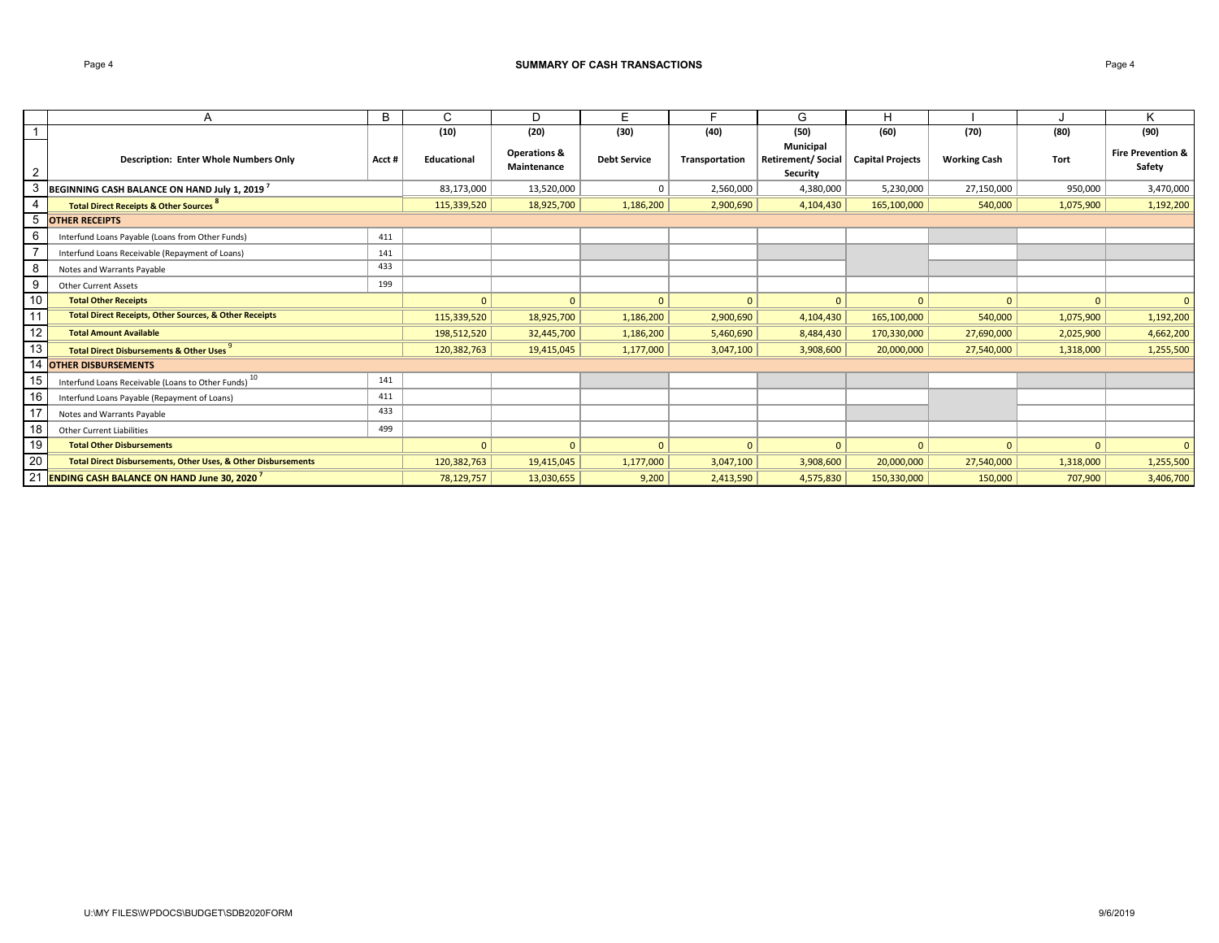# SUMMARY OF CASH TRANSACTIONS

| | A | B | C | D | E | F | G | H | I | J | K |
|---|---|---|---|---|---|---|---|---|---|---|---|
| 1 | | | (10) | (20) | (30) | (40) | (50) | (60) | (70) | (80) | (90) |
| 2 | **Description: Enter Whole Numbers Only** | **Acct #** | **Educational** | **Operations & Maintenance** | **Debt Service** | **Transportation** | **Municipal Retirement/ Social Security** | **Capital Projects** | **Working Cash** | **Tort** | **Fire Prevention & Safety** |
| 3 | **BEGINNING CASH BALANCE ON HAND July 1, 2019** [7] | | 83,173,000 | 13,520,000 | 0 | 2,560,000 | 4,380,000 | 5,230,000 | 27,150,000 | 950,000 | 3,470,000 |
| 4 | **Total Direct Receipts & Other Sources** [8] | | 115,339,520 | 18,925,700 | 1,186,200 | 2,900,690 | 4,104,430 | 165,100,000 | 540,000 | 1,075,900 | 1,192,200 |
| 5 | **OTHER RECEIPTS** | | | | | | | | | | |
| 6 | Interfund Loans Payable (Loans from Other Funds) | 411 | | | | | | | | | |
| 7 | Interfund Loans Receivable (Repayment of Loans) | 141 | | | | | | | | | |
| 8 | Notes and Warrants Payable | 433 | | | | | | | | | |
| 9 | Other Current Assets | 199 | | | | | | | | | |
| 10 | **Total Other Receipts** | | 0 | 0 | 0 | 0 | 0 | 0 | 0 | 0 | 0 |
| 11 | **Total Direct Receipts, Other Sources, & Other Receipts** | | 115,339,520 | 18,925,700 | 1,186,200 | 2,900,690 | 4,104,430 | 165,100,000 | 540,000 | 1,075,900 | 1,192,200 |
| 12 | **Total Amount Available** | | 198,512,520 | 32,445,700 | 1,186,200 | 5,460,690 | 8,484,430 | 170,330,000 | 27,690,000 | 2,025,900 | 4,662,200 |
| 13 | **Total Direct Disbursements & Other Uses** [9] | | 120,382,763 | 19,415,045 | 1,177,000 | 3,047,100 | 3,908,600 | 20,000,000 | 27,540,000 | 1,318,000 | 1,255,500 |
| 14 | **OTHER DISBURSEMENTS** | | | | | | | | | | |
| 15 | Interfund Loans Receivable (Loans to Other Funds) [10] | 141 | | | | | | | | | |
| 16 | Interfund Loans Payable (Repayment of Loans) | 411 | | | | | | | | | |
| 17 | Notes and Warrants Payable | 433 | | | | | | | | | |
| 18 | Other Current Liabilities | 499 | | | | | | | | | |
| 19 | **Total Other Disbursements** | | 0 | 0 | 0 | 0 | 0 | 0 | 0 | 0 | 0 |
| 20 | **Total Direct Disbursements, Other Uses, & Other Disbursements** | | 120,382,763 | 19,415,045 | 1,177,000 | 3,047,100 | 3,908,600 | 20,000,000 | 27,540,000 | 1,318,000 | 1,255,500 |
| 21 | **ENDING CASH BALANCE ON HAND June 30, 2020** [7] | | 78,129,757 | 13,030,655 | 9,200 | 2,413,590 | 4,575,830 | 150,330,000 | 150,000 | 707,900 | 3,406,700 |

U:\MY FILES\WPDOCS\BUDGET\SDB2020FORM

9/6/2019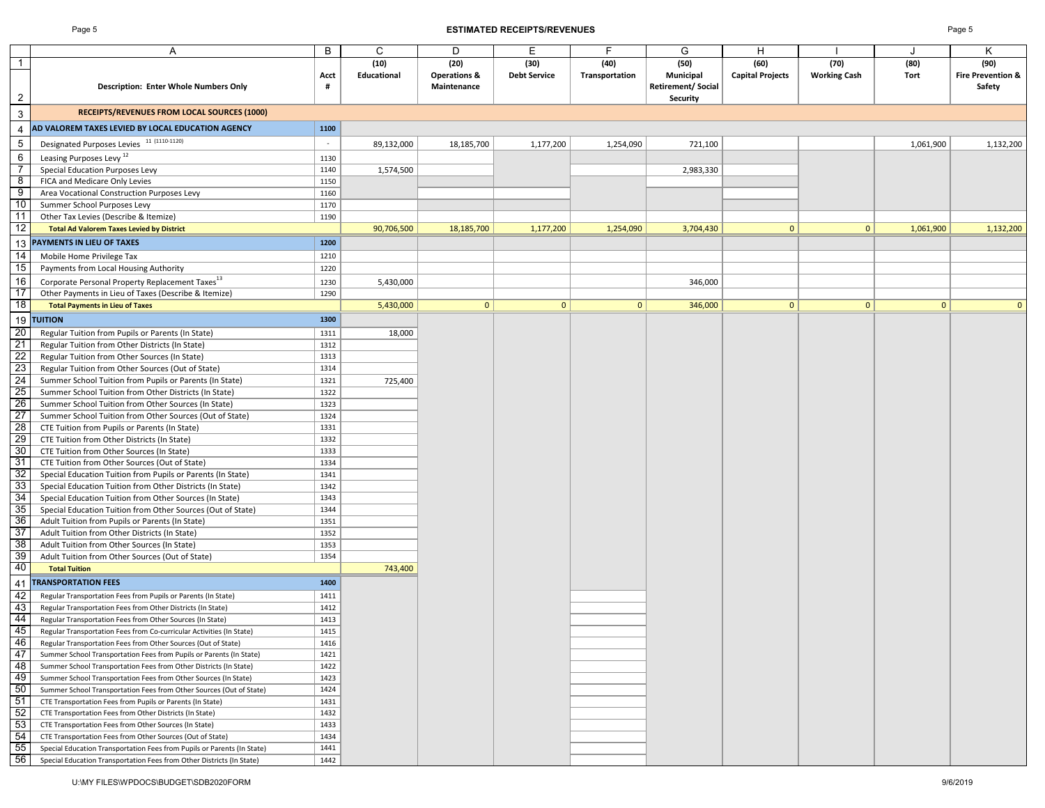## ESTIMATED RECEIPTS/REVENUES

| | A | B | C | D | E | F | G | H | I | J | K |
|---|---|---|---|---|---|---|---|---|---|---|---|
| 1-2 | Description: Enter Whole Numbers Only | Acct # | (10) Educational | (20) Operations & Maintenance | (30) Debt Service | (40) Transportation | (50) Municipal Retirement/ Social Security | (60) Capital Projects | (70) Working Cash | (80) Tort | (90) Fire Prevention & Safety |
| 3 | **RECEIPTS/REVENUES FROM LOCAL SOURCES (1000)** | | | | | | | | | | |
| 4 | **AD VALOREM TAXES LEVIED BY LOCAL EDUCATION AGENCY** | 1100 | | | | | | | | | |
| 5 | Designated Purposes Levies [11] (1110-1120) | - | 89,132,000 | 18,185,700 | 1,177,200 | 1,254,090 | 721,100 | | | 1,061,900 | 1,132,200 |
| 6 | Leasing Purposes Levy [12] | 1130 | | | | | | | | | |
| 7 | Special Education Purposes Levy | 1140 | 1,574,500 | | | | 2,983,330 | | | | |
| 8 | FICA and Medicare Only Levies | 1150 | | | | | | | | | |
| 9 | Area Vocational Construction Purposes Levy | 1160 | | | | | | | | | |
| 10 | Summer School Purposes Levy | 1170 | | | | | | | | | |
| 11 | Other Tax Levies (Describe & Itemize) | 1190 | | | | | | | | | |
| 12 | **Total Ad Valorem Taxes Levied by District** | | 90,706,500 | 18,185,700 | 1,177,200 | 1,254,090 | 3,704,430 | 0 | 0 | 1,061,900 | 1,132,200 |
| 13 | **PAYMENTS IN LIEU OF TAXES** | 1200 | | | | | | | | | |
| 14 | Mobile Home Privilege Tax | 1210 | | | | | | | | | |
| 15 | Payments from Local Housing Authority | 1220 | | | | | | | | | |
| 16 | Corporate Personal Property Replacement Taxes [13] | 1230 | 5,430,000 | | | | 346,000 | | | | |
| 17 | Other Payments in Lieu of Taxes (Describe & Itemize) | 1290 | | | | | | | | | |
| 18 | **Total Payments in Lieu of Taxes** | | 5,430,000 | 0 | 0 | 0 | 346,000 | 0 | 0 | 0 | 0 |
| 19 | **TUITION** | 1300 | | | | | | | | | |
| 20 | Regular Tuition from Pupils or Parents (In State) | 1311 | 18,000 | | | | | | | | |
| 21 | Regular Tuition from Other Districts (In State) | 1312 | | | | | | | | | |
| 22 | Regular Tuition from Other Sources (In State) | 1313 | | | | | | | | | |
| 23 | Regular Tuition from Other Sources (Out of State) | 1314 | | | | | | | | | |
| 24 | Summer School Tuition from Pupils or Parents (In State) | 1321 | 725,400 | | | | | | | | |
| 25 | Summer School Tuition from Other Districts (In State) | 1322 | | | | | | | | | |
| 26 | Summer School Tuition from Other Sources (In State) | 1323 | | | | | | | | | |
| 27 | Summer School Tuition from Other Sources (Out of State) | 1324 | | | | | | | | | |
| 28 | CTE Tuition from Pupils or Parents (In State) | 1331 | | | | | | | | | |
| 29 | CTE Tuition from Other Districts (In State) | 1332 | | | | | | | | | |
| 30 | CTE Tuition from Other Sources (In State) | 1333 | | | | | | | | | |
| 31 | CTE Tuition from Other Sources (Out of State) | 1334 | | | | | | | | | |
| 32 | Special Education Tuition from Pupils or Parents (In State) | 1341 | | | | | | | | | |
| 33 | Special Education Tuition from Other Districts (In State) | 1342 | | | | | | | | | |
| 34 | Special Education Tuition from Other Sources (In State) | 1343 | | | | | | | | | |
| 35 | Special Education Tuition from Other Sources (Out of State) | 1344 | | | | | | | | | |
| 36 | Adult Tuition from Pupils or Parents (In State) | 1351 | | | | | | | | | |
| 37 | Adult Tuition from Other Districts (In State) | 1352 | | | | | | | | | |
| 38 | Adult Tuition from Other Sources (In State) | 1353 | | | | | | | | | |
| 39 | Adult Tuition from Other Sources (Out of State) | 1354 | | | | | | | | | |
| 40 | **Total Tuition** | | 743,400 | | | | | | | | |
| 41 | **TRANSPORTATION FEES** | 1400 | | | | | | | | | |
| 42 | Regular Transportation Fees from Pupils or Parents (In State) | 1411 | | | | | | | | | |
| 43 | Regular Transportation Fees from Other Districts (In State) | 1412 | | | | | | | | | |
| 44 | Regular Transportation Fees from Other Sources (In State) | 1413 | | | | | | | | | |
| 45 | Regular Transportation Fees from Co-curricular Activities (In State) | 1415 | | | | | | | | | |
| 46 | Regular Transportation Fees from Other Sources (Out of State) | 1416 | | | | | | | | | |
| 47 | Summer School Transportation Fees from Pupils or Parents (In State) | 1421 | | | | | | | | | |
| 48 | Summer School Transportation Fees from Other Districts (In State) | 1422 | | | | | | | | | |
| 49 | Summer School Transportation Fees from Other Sources (In State) | 1423 | | | | | | | | | |
| 50 | Summer School Transportation Fees from Other Sources (Out of State) | 1424 | | | | | | | | | |
| 51 | CTE Transportation Fees from Pupils or Parents (In State) | 1431 | | | | | | | | | |
| 52 | CTE Transportation Fees from Other Districts (In State) | 1432 | | | | | | | | | |
| 53 | CTE Transportation Fees from Other Sources (In State) | 1433 | | | | | | | | | |
| 54 | CTE Transportation Fees from Other Sources (Out of State) | 1434 | | | | | | | | | |
| 55 | Special Education Transportation Fees from Pupils or Parents (In State) | 1441 | | | | | | | | | |
| 56 | Special Education Transportation Fees from Other Districts (In State) | 1442 | | | | | | | | | |

U:\MY FILES\WPDOCS\BUDGET\SDB2020FORM

9/6/2019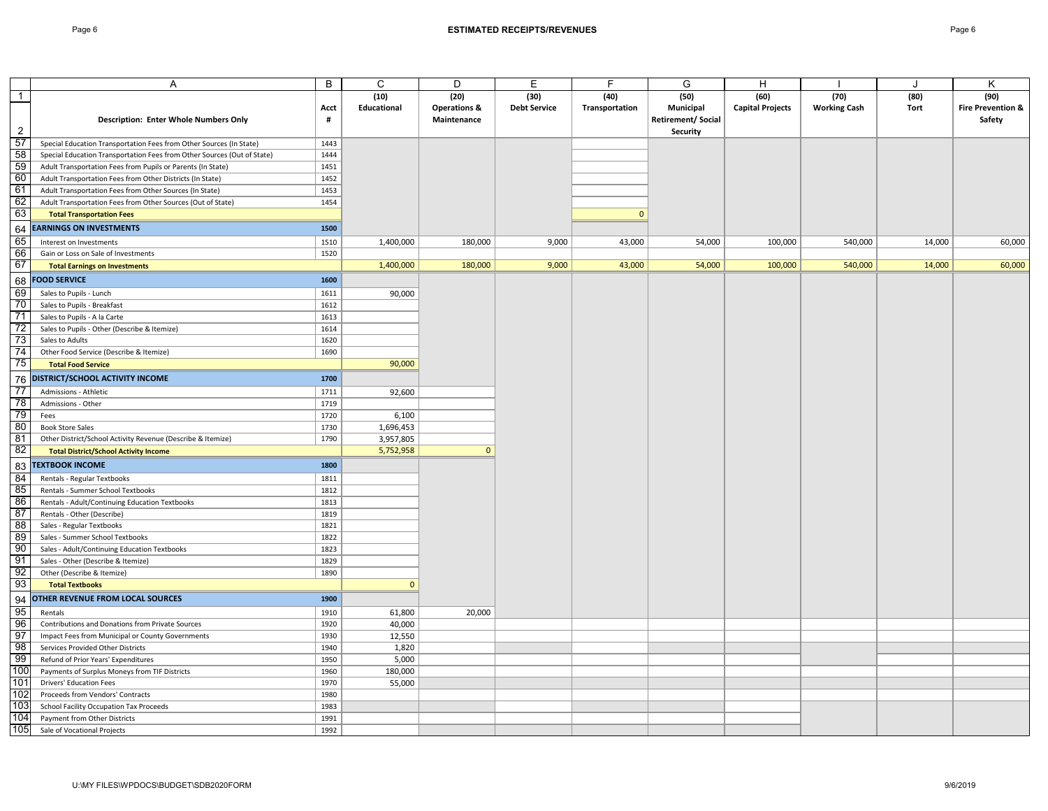## ESTIMATED RECEIPTS/REVENUES

| | A | B | C | D | E | F | G | H | I | J | K |
|---|---|---|---|---|---|---|---|---|---|---|---|
| 1 | | | (10) | (20) | (30) | (40) | (50) | (60) | (70) | (80) | (90) |
| 2 | Description: Enter Whole Numbers Only | Acct # | Educational | Operations & Maintenance | Debt Service | Transportation | Municipal Retirement/ Social Security | Capital Projects | Working Cash | Tort | Fire Prevention & Safety |
| 57 | Special Education Transportation Fees from Other Sources (In State) | 1443 | | | | | | | | | |
| 58 | Special Education Transportation Fees from Other Sources (Out of State) | 1444 | | | | | | | | | |
| 59 | Adult Transportation Fees from Pupils or Parents (In State) | 1451 | | | | | | | | | |
| 60 | Adult Transportation Fees from Other Districts (In State) | 1452 | | | | | | | | | |
| 61 | Adult Transportation Fees from Other Sources (In State) | 1453 | | | | | | | | | |
| 62 | Adult Transportation Fees from Other Sources (Out of State) | 1454 | | | | | | | | | |
| 63 | **Total Transportation Fees** | | | | | 0 | | | | | |
| 64 | **EARNINGS ON INVESTMENTS** | **1500** | | | | | | | | | |
| 65 | Interest on Investments | 1510 | 1,400,000 | 180,000 | 9,000 | 43,000 | 54,000 | 100,000 | 540,000 | 14,000 | 60,000 |
| 66 | Gain or Loss on Sale of Investments | 1520 | | | | | | | | | |
| 67 | **Total Earnings on Investments** | | 1,400,000 | 180,000 | 9,000 | 43,000 | 54,000 | 100,000 | 540,000 | 14,000 | 60,000 |
| 68 | **FOOD SERVICE** | **1600** | | | | | | | | | |
| 69 | Sales to Pupils - Lunch | 1611 | 90,000 | | | | | | | | |
| 70 | Sales to Pupils - Breakfast | 1612 | | | | | | | | | |
| 71 | Sales to Pupils - A la Carte | 1613 | | | | | | | | | |
| 72 | Sales to Pupils - Other (Describe & Itemize) | 1614 | | | | | | | | | |
| 73 | Sales to Adults | 1620 | | | | | | | | | |
| 74 | Other Food Service (Describe & Itemize) | 1690 | | | | | | | | | |
| 75 | **Total Food Service** | | 90,000 | | | | | | | | |
| 76 | **DISTRICT/SCHOOL ACTIVITY INCOME** | **1700** | | | | | | | | | |
| 77 | Admissions - Athletic | 1711 | 92,600 | | | | | | | | |
| 78 | Admissions - Other | 1719 | | | | | | | | | |
| 79 | Fees | 1720 | 6,100 | | | | | | | | |
| 80 | Book Store Sales | 1730 | 1,696,453 | | | | | | | | |
| 81 | Other District/School Activity Revenue (Describe & Itemize) | 1790 | 3,957,805 | | | | | | | | |
| 82 | **Total District/School Activity Income** | | 5,752,958 | 0 | | | | | | | |
| 83 | **TEXTBOOK INCOME** | **1800** | | | | | | | | | |
| 84 | Rentals - Regular Textbooks | 1811 | | | | | | | | | |
| 85 | Rentals - Summer School Textbooks | 1812 | | | | | | | | | |
| 86 | Rentals - Adult/Continuing Education Textbooks | 1813 | | | | | | | | | |
| 87 | Rentals - Other (Describe) | 1819 | | | | | | | | | |
| 88 | Sales - Regular Textbooks | 1821 | | | | | | | | | |
| 89 | Sales - Summer School Textbooks | 1822 | | | | | | | | | |
| 90 | Sales - Adult/Continuing Education Textbooks | 1823 | | | | | | | | | |
| 91 | Sales - Other (Describe & Itemize) | 1829 | | | | | | | | | |
| 92 | Other (Describe & Itemize) | 1890 | | | | | | | | | |
| 93 | **Total Textbooks** | | 0 | | | | | | | | |
| 94 | **OTHER REVENUE FROM LOCAL SOURCES** | **1900** | | | | | | | | | |
| 95 | Rentals | 1910 | 61,800 | 20,000 | | | | | | | |
| 96 | Contributions and Donations from Private Sources | 1920 | 40,000 | | | | | | | | |
| 97 | Impact Fees from Municipal or County Governments | 1930 | 12,550 | | | | | | | | |
| 98 | Services Provided Other Districts | 1940 | 1,820 | | | | | | | | |
| 99 | Refund of Prior Years' Expenditures | 1950 | 5,000 | | | | | | | | |
| 100 | Payments of Surplus Moneys from TIF Districts | 1960 | 180,000 | | | | | | | | |
| 101 | Drivers' Education Fees | 1970 | 55,000 | | | | | | | | |
| 102 | Proceeds from Vendors' Contracts | 1980 | | | | | | | | | |
| 103 | School Facility Occupation Tax Proceeds | 1983 | | | | | | | | | |
| 104 | Payment from Other Districts | 1991 | | | | | | | | | |
| 105 | Sale of Vocational Projects | 1992 | | | | | | | | | |

U:\MY FILES\WPDOCS\BUDGET\SDB2020FORM 9/6/2019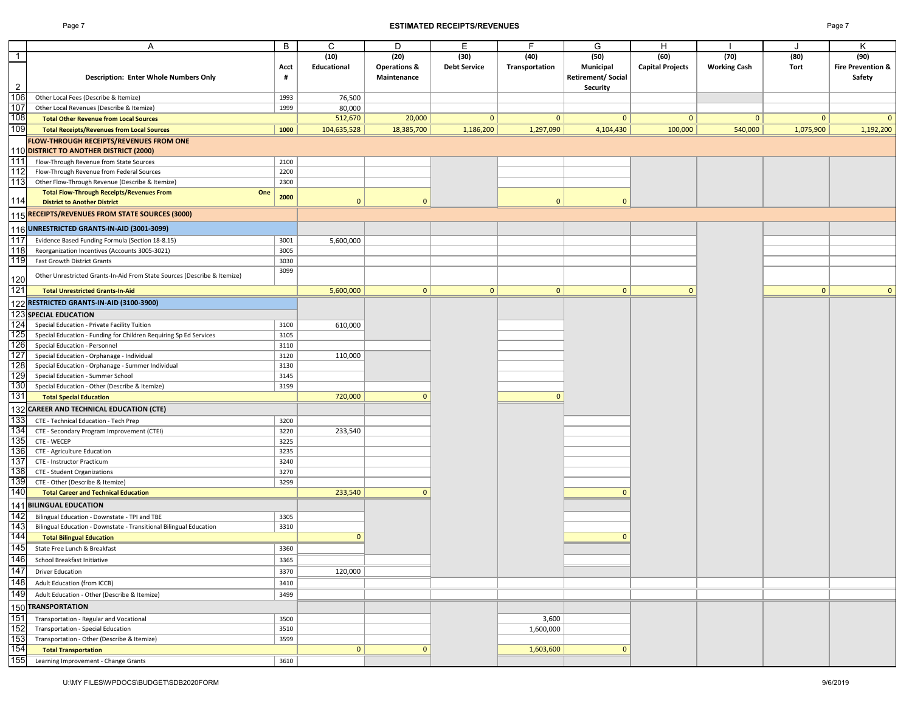## ESTIMATED RECEIPTS/REVENUES

| | A | B | C | D | E | F | G | H | I | J | K |
|---|---|---|---|---|---|---|---|---|---|---|---|
| 1-2 | Description: Enter Whole Numbers Only | Acct # | (10) Educational | (20) Operations & Maintenance | (30) Debt Service | (40) Transportation | (50) Municipal Retirement/ Social Security | (60) Capital Projects | (70) Working Cash | (80) Tort | (90) Fire Prevention & Safety |
| 106 | Other Local Fees (Describe & Itemize) | 1993 | 76,500 | | | | | | | | |
| 107 | Other Local Revenues (Describe & Itemize) | 1999 | 80,000 | | | | | | | | |
| 108 | **Total Other Revenue from Local Sources** | | 512,670 | 20,000 | 0 | 0 | 0 | 0 | 0 | 0 | 0 |
| 109 | **Total Receipts/Revenues from Local Sources** | **1000** | 104,635,528 | 18,385,700 | 1,186,200 | 1,297,090 | 4,104,430 | 100,000 | 540,000 | 1,075,900 | 1,192,200 |
| 110 | **FLOW-THROUGH RECEIPTS/REVENUES FROM ONE DISTRICT TO ANOTHER DISTRICT (2000)** | | | | | | | | | | |
| 111 | Flow-Through Revenue from State Sources | 2100 | | | | | | | | | |
| 112 | Flow-Through Revenue from Federal Sources | 2200 | | | | | | | | | |
| 113 | Other Flow-Through Revenue (Describe & Itemize) | 2300 | | | | | | | | | |
| 114 | **Total Flow-Through Receipts/Revenues From One District to Another District** | **2000** | 0 | 0 | | 0 | 0 | | | | |
| 115 | **RECEIPTS/REVENUES FROM STATE SOURCES (3000)** | | | | | | | | | | |
| 116 | **UNRESTRICTED GRANTS-IN-AID (3001-3099)** | | | | | | | | | | |
| 117 | Evidence Based Funding Formula (Section 18-8.15) | 3001 | 5,600,000 | | | | | | | | |
| 118 | Reorganization Incentives (Accounts 3005-3021) | 3005 | | | | | | | | | |
| 119 | Fast Growth District Grants | 3030 | | | | | | | | | |
| 120 | Other Unrestricted Grants-In-Aid From State Sources (Describe & Itemize) | 3099 | | | | | | | | | |
| 121 | **Total Unrestricted Grants-In-Aid** | | 5,600,000 | 0 | 0 | 0 | 0 | 0 | | 0 | 0 |
| 122 | **RESTRICTED GRANTS-IN-AID (3100-3900)** | | | | | | | | | | |
| 123 | **SPECIAL EDUCATION** | | | | | | | | | | |
| 124 | Special Education - Private Facility Tuition | 3100 | 610,000 | | | | | | | | |
| 125 | Special Education - Funding for Children Requiring Sp Ed Services | 3105 | | | | | | | | | |
| 126 | Special Education - Personnel | 3110 | | | | | | | | | |
| 127 | Special Education - Orphanage - Individual | 3120 | 110,000 | | | | | | | | |
| 128 | Special Education - Orphanage - Summer Individual | 3130 | | | | | | | | | |
| 129 | Special Education - Summer School | 3145 | | | | | | | | | |
| 130 | Special Education - Other (Describe & Itemize) | 3199 | | | | | | | | | |
| 131 | **Total Special Education** | | 720,000 | 0 | | 0 | | | | | |
| 132 | **CAREER AND TECHNICAL EDUCATION (CTE)** | | | | | | | | | | |
| 133 | CTE - Technical Education - Tech Prep | 3200 | | | | | | | | | |
| 134 | CTE - Secondary Program Improvement (CTEI) | 3220 | 233,540 | | | | | | | | |
| 135 | CTE - WECEP | 3225 | | | | | | | | | |
| 136 | CTE - Agriculture Education | 3235 | | | | | | | | | |
| 137 | CTE - Instructor Practicum | 3240 | | | | | | | | | |
| 138 | CTE - Student Organizations | 3270 | | | | | | | | | |
| 139 | CTE - Other (Describe & Itemize) | 3299 | | | | | | | | | |
| 140 | **Total Career and Technical Education** | | 233,540 | 0 | | | 0 | | | | |
| 141 | **BILINGUAL EDUCATION** | | | | | | | | | | |
| 142 | Bilingual Education - Downstate - TPI and TBE | 3305 | | | | | | | | | |
| 143 | Bilingual Education - Downstate - Transitional Bilingual Education | 3310 | | | | | | | | | |
| 144 | **Total Bilingual Education** | | 0 | | | | 0 | | | | |
| 145 | State Free Lunch & Breakfast | 3360 | | | | | | | | | |
| 146 | School Breakfast Initiative | 3365 | | | | | | | | | |
| 147 | Driver Education | 3370 | 120,000 | | | | | | | | |
| 148 | Adult Education (from ICCB) | 3410 | | | | | | | | | |
| 149 | Adult Education - Other (Describe & Itemize) | 3499 | | | | | | | | | |
| 150 | **TRANSPORTATION** | | | | | | | | | | |
| 151 | Transportation - Regular and Vocational | 3500 | | | | 3,600 | | | | | |
| 152 | Transportation - Special Education | 3510 | | | | 1,600,000 | | | | | |
| 153 | Transportation - Other (Describe & Itemize) | 3599 | | | | | | | | | |
| 154 | **Total Transportation** | | 0 | 0 | | 1,603,600 | 0 | | | | |
| 155 | Learning Improvement - Change Grants | 3610 | | | | | | | | | |

U:\MY FILES\WPDOCS\BUDGET\SDB2020FORM 9/6/2019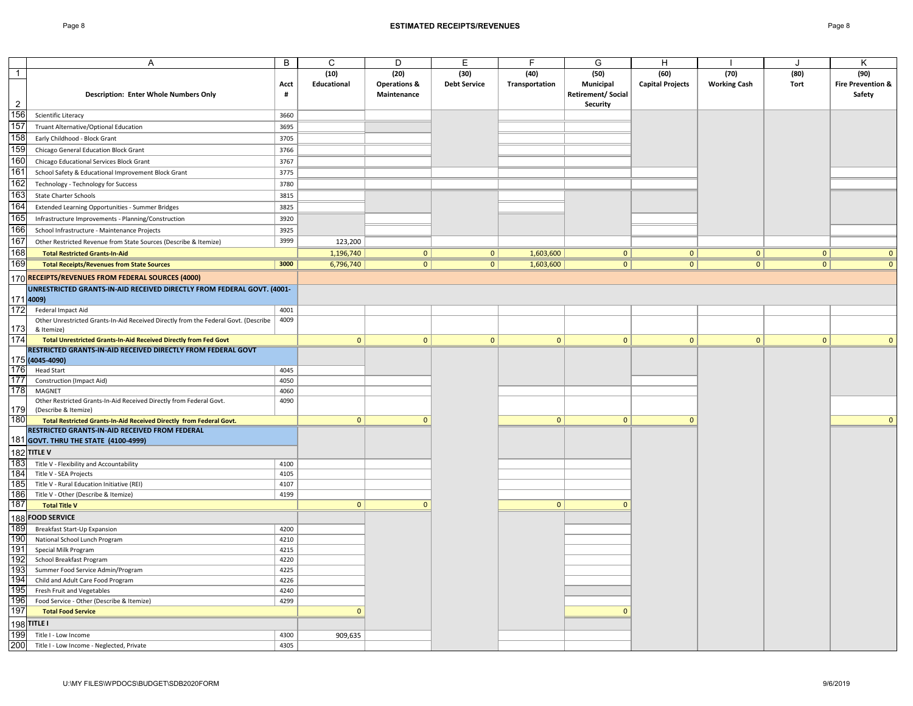## ESTIMATED RECEIPTS/REVENUES

| | A | B | C | D | E | F | G | H | I | J | K |
|---|---|---|---|---|---|---|---|---|---|---|---|
| 1 | | | (10) | (20) | (30) | (40) | (50) | (60) | (70) | (80) | (90) |
| 2 | **Description: Enter Whole Numbers Only** | **Acct #** | **Educational** | **Operations & Maintenance** | **Debt Service** | **Transportation** | **Municipal Retirement/ Social Security** | **Capital Projects** | **Working Cash** | **Tort** | **Fire Prevention & Safety** |
| 156 | Scientific Literacy | 3660 | | | | | | | | | |
| 157 | Truant Alternative/Optional Education | 3695 | | | | | | | | | |
| 158 | Early Childhood - Block Grant | 3705 | | | | | | | | | |
| 159 | Chicago General Education Block Grant | 3766 | | | | | | | | | |
| 160 | Chicago Educational Services Block Grant | 3767 | | | | | | | | | |
| 161 | School Safety & Educational Improvement Block Grant | 3775 | | | | | | | | | |
| 162 | Technology - Technology for Success | 3780 | | | | | | | | | |
| 163 | State Charter Schools | 3815 | | | | | | | | | |
| 164 | Extended Learning Opportunities - Summer Bridges | 3825 | | | | | | | | | |
| 165 | Infrastructure Improvements - Planning/Construction | 3920 | | | | | | | | | |
| 166 | School Infrastructure - Maintenance Projects | 3925 | | | | | | | | | |
| 167 | Other Restricted Revenue from State Sources (Describe & Itemize) | 3999 | 123,200 | | | | | | | | |
| 168 | **Total Restricted Grants-In-Aid** | | 1,196,740 | 0 | 0 | 1,603,600 | 0 | 0 | 0 | 0 | 0 |
| 169 | **Total Receipts/Revenues from State Sources** | **3000** | 6,796,740 | 0 | 0 | 1,603,600 | 0 | 0 | 0 | 0 | 0 |
| 170 | **RECEIPTS/REVENUES FROM FEDERAL SOURCES (4000)** | | | | | | | | | | |
| 171 | **UNRESTRICTED GRANTS-IN-AID RECEIVED DIRECTLY FROM FEDERAL GOVT. (4001-4009)** | | | | | | | | | | |
| 172 | Federal Impact Aid | 4001 | | | | | | | | | |
| 173 | Other Unrestricted Grants-In-Aid Received Directly from the Federal Govt. (Describe & Itemize) | 4009 | | | | | | | | | |
| 174 | **Total Unrestricted Grants-In-Aid Received Directly from Fed Govt** | | 0 | 0 | 0 | 0 | 0 | 0 | 0 | 0 | 0 |
| 175 | **RESTRICTED GRANTS-IN-AID RECEIVED DIRECTLY FROM FEDERAL GOVT (4045-4090)** | | | | | | | | | | |
| 176 | Head Start | 4045 | | | | | | | | | |
| 177 | Construction (Impact Aid) | 4050 | | | | | | | | | |
| 178 | MAGNET | 4060 | | | | | | | | | |
| 179 | Other Restricted Grants-In-Aid Received Directly from Federal Govt. (Describe & Itemize) | 4090 | | | | | | | | | |
| 180 | **Total Restricted Grants-In-Aid Received Directly from Federal Govt.** | | 0 | 0 | | 0 | 0 | 0 | | | 0 |
| 181 | **RESTRICTED GRANTS-IN-AID RECEIVED FROM FEDERAL GOVT. THRU THE STATE (4100-4999)** | | | | | | | | | | |
| 182 | **TITLE V** | | | | | | | | | | |
| 183 | Title V - Flexibility and Accountability | 4100 | | | | | | | | | |
| 184 | Title V - SEA Projects | 4105 | | | | | | | | | |
| 185 | Title V - Rural Education Initiative (REI) | 4107 | | | | | | | | | |
| 186 | Title V - Other (Describe & Itemize) | 4199 | | | | | | | | | |
| 187 | **Total Title V** | | 0 | 0 | | 0 | 0 | | | | |
| 188 | **FOOD SERVICE** | | | | | | | | | | |
| 189 | Breakfast Start-Up Expansion | 4200 | | | | | | | | | |
| 190 | National School Lunch Program | 4210 | | | | | | | | | |
| 191 | Special Milk Program | 4215 | | | | | | | | | |
| 192 | School Breakfast Program | 4220 | | | | | | | | | |
| 193 | Summer Food Service Admin/Program | 4225 | | | | | | | | | |
| 194 | Child and Adult Care Food Program | 4226 | | | | | | | | | |
| 195 | Fresh Fruit and Vegetables | 4240 | | | | | | | | | |
| 196 | Food Service - Other (Describe & Itemize) | 4299 | | | | | | | | | |
| 197 | **Total Food Service** | | 0 | | | | 0 | | | | |
| 198 | **TITLE I** | | | | | | | | | | |
| 199 | Title I - Low Income | 4300 | 909,635 | | | | | | | | |
| 200 | Title I - Low Income - Neglected, Private | 4305 | | | | | | | | | |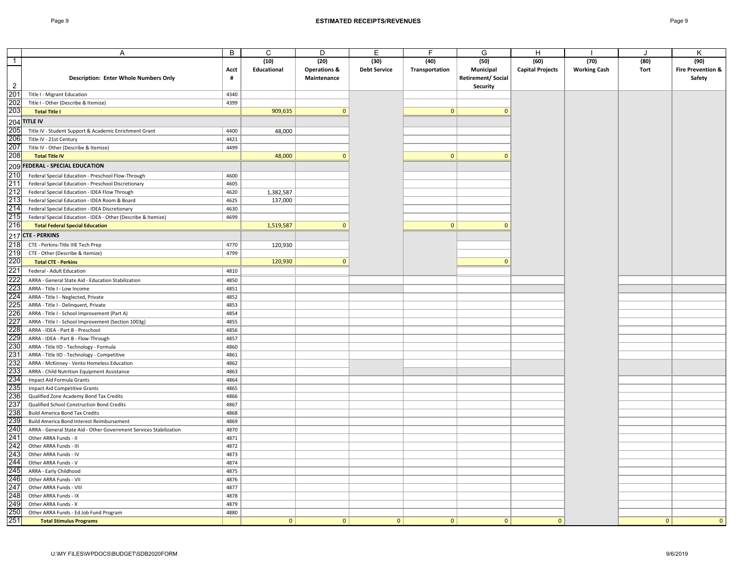## ESTIMATED RECEIPTS/REVENUES

| | A | B | C | D | E | F | G | H | I | J | K |
|---|---|---|---|---|---|---|---|---|---|---|---|
| 1 | | | (10) | (20) | (30) | (40) | (50) | (60) | (70) | (80) | (90) |
| 2 | Description: Enter Whole Numbers Only | Acct # | Educational | Operations & Maintenance | Debt Service | Transportation | Municipal Retirement/ Social Security | Capital Projects | Working Cash | Tort | Fire Prevention & Safety |
| 201 | Title I - Migrant Education | 4340 | | | | | | | | | |
| 202 | Title I - Other (Describe & Itemize) | 4399 | | | | | | | | | |
| 203 | **Total Title I** | | 909,635 | 0 | | 0 | 0 | | | | |
| 204 | **TITLE IV** | | | | | | | | | | |
| 205 | Title IV - Student Support & Academic Enrichment Grant | 4400 | 48,000 | | | | | | | | |
| 206 | Title IV - 21st Century | 4421 | | | | | | | | | |
| 207 | Title IV - Other (Describe & Itemize) | 4499 | | | | | | | | | |
| 208 | **Total Title IV** | | 48,000 | 0 | | 0 | 0 | | | | |
| 209 | **FEDERAL - SPECIAL EDUCATION** | | | | | | | | | | |
| 210 | Federal Special Education - Preschool Flow-Through | 4600 | | | | | | | | | |
| 211 | Federal Special Education - Preschool Discretionary | 4605 | | | | | | | | | |
| 212 | Federal Special Education - IDEA Flow Through | 4620 | 1,382,587 | | | | | | | | |
| 213 | Federal Special Education - IDEA Room & Board | 4625 | 137,000 | | | | | | | | |
| 214 | Federal Special Education - IDEA Discretionary | 4630 | | | | | | | | | |
| 215 | Federal Special Education - IDEA - Other (Describe & Itemize) | 4699 | | | | | | | | | |
| 216 | **Total Federal Special Education** | | 1,519,587 | 0 | | 0 | 0 | | | | |
| 217 | **CTE - PERKINS** | | | | | | | | | | |
| 218 | CTE - Perkins-Title IIIE Tech Prep | 4770 | 120,930 | | | | | | | | |
| 219 | CTE - Other (Describe & Itemize) | 4799 | | | | | | | | | |
| 220 | **Total CTE - Perkins** | | 120,930 | 0 | | | 0 | | | | |
| 221 | Federal - Adult Education | 4810 | | | | | | | | | |
| 222 | ARRA - General State Aid - Education Stabilization | 4850 | | | | | | | | | |
| 223 | ARRA - Title I - Low Income | 4851 | | | | | | | | | |
| 224 | ARRA - Title I - Neglected, Private | 4852 | | | | | | | | | |
| 225 | ARRA - Title I - Delinquent, Private | 4853 | | | | | | | | | |
| 226 | ARRA - Title I - School Improvement (Part A) | 4854 | | | | | | | | | |
| 227 | ARRA - Title I - School Improvement (Section 1003g) | 4855 | | | | | | | | | |
| 228 | ARRA - IDEA - Part B - Preschool | 4856 | | | | | | | | | |
| 229 | ARRA - IDEA - Part B - Flow-Through | 4857 | | | | | | | | | |
| 230 | ARRA - Title IID - Technology - Formula | 4860 | | | | | | | | | |
| 231 | ARRA - Title IID - Technology - Competitive | 4861 | | | | | | | | | |
| 232 | ARRA - McKinney - Vento Homeless Education | 4862 | | | | | | | | | |
| 233 | ARRA - Child Nutrition Equipment Assistance | 4863 | | | | | | | | | |
| 234 | Impact Aid Formula Grants | 4864 | | | | | | | | | |
| 235 | Impact Aid Competitive Grants | 4865 | | | | | | | | | |
| 236 | Qualified Zone Academy Bond Tax Credits | 4866 | | | | | | | | | |
| 237 | Qualified School Construction Bond Credits | 4867 | | | | | | | | | |
| 238 | Build America Bond Tax Credits | 4868 | | | | | | | | | |
| 239 | Build America Bond Interest Reimbursement | 4869 | | | | | | | | | |
| 240 | ARRA - General State Aid - Other Government Services Stabilization | 4870 | | | | | | | | | |
| 241 | Other ARRA Funds - II | 4871 | | | | | | | | | |
| 242 | Other ARRA Funds - III | 4872 | | | | | | | | | |
| 243 | Other ARRA Funds - IV | 4873 | | | | | | | | | |
| 244 | Other ARRA Funds - V | 4874 | | | | | | | | | |
| 245 | ARRA - Early Childhood | 4875 | | | | | | | | | |
| 246 | Other ARRA Funds - VII | 4876 | | | | | | | | | |
| 247 | Other ARRA Funds - VIII | 4877 | | | | | | | | | |
| 248 | Other ARRA Funds - IX | 4878 | | | | | | | | | |
| 249 | Other ARRA Funds - X | 4879 | | | | | | | | | |
| 250 | Other ARRA Funds - Ed Job Fund Program | 4880 | | | | | | | | | |
| 251 | **Total Stimulus Programs** | | 0 | 0 | 0 | 0 | 0 | 0 | | 0 | 0 |

U:\MY FILES\WPDOCS\BUDGET\SDB2020FORM 9/6/2019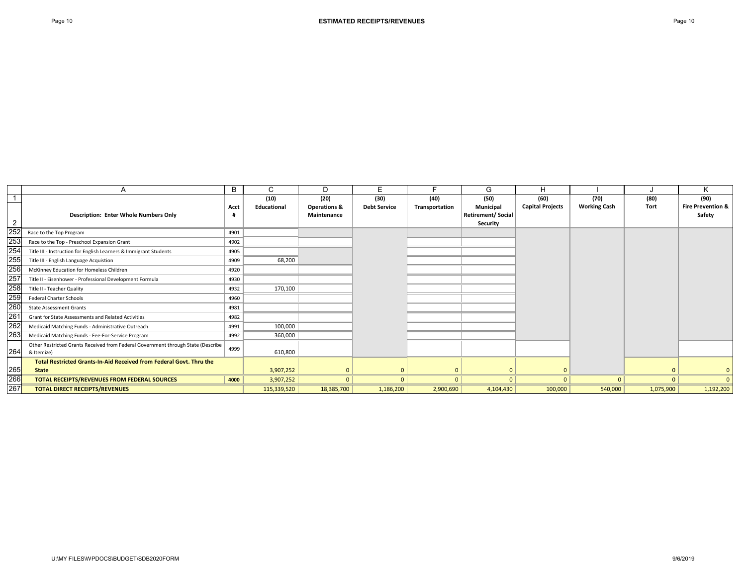# ESTIMATED RECEIPTS/REVENUES

| | A | B | C | D | E | F | G | H | I | J | K |
|---|---|---|---|---|---|---|---|---|---|---|---|
| 1 | | | (10) | (20) | (30) | (40) | (50) | (60) | (70) | (80) | (90) |
| 2 | **Description: Enter Whole Numbers Only** | **Acct #** | **Educational** | **Operations & Maintenance** | **Debt Service** | **Transportation** | **Municipal Retirement/ Social Security** | **Capital Projects** | **Working Cash** | **Tort** | **Fire Prevention & Safety** |
| 252 | Race to the Top Program | 4901 | | | | | | | | | |
| 253 | Race to the Top - Preschool Expansion Grant | 4902 | | | | | | | | | |
| 254 | Title III - Instruction for English Learners & Immigrant Students | 4905 | | | | | | | | | |
| 255 | Title III - English Language Acquistion | 4909 | 68,200 | | | | | | | | |
| 256 | McKinney Education for Homeless Children | 4920 | | | | | | | | | |
| 257 | Title II - Eisenhower - Professional Development Formula | 4930 | | | | | | | | | |
| 258 | Title II - Teacher Quality | 4932 | 170,100 | | | | | | | | |
| 259 | Federal Charter Schools | 4960 | | | | | | | | | |
| 260 | State Assessment Grants | 4981 | | | | | | | | | |
| 261 | Grant for State Assessments and Related Activities | 4982 | | | | | | | | | |
| 262 | Medicaid Matching Funds - Administrative Outreach | 4991 | 100,000 | | | | | | | | |
| 263 | Medicaid Matching Funds - Fee-For-Service Program | 4992 | 360,000 | | | | | | | | |
| 264 | Other Restricted Grants Received from Federal Government through State (Describe & Itemize) | 4999 | 610,800 | | | | | | | | |
| 265 | **Total Restricted Grants-In-Aid Received from Federal Govt. Thru the State** | | 3,907,252 | 0 | 0 | 0 | 0 | 0 | | 0 | 0 |
| 266 | **TOTAL RECEIPTS/REVENUES FROM FEDERAL SOURCES** | **4000** | 3,907,252 | 0 | 0 | 0 | 0 | 0 | 0 | 0 | 0 |
| 267 | **TOTAL DIRECT RECEIPTS/REVENUES** | | 115,339,520 | 18,385,700 | 1,186,200 | 2,900,690 | 4,104,430 | 100,000 | 540,000 | 1,075,900 | 1,192,200 |

U:\MY FILES\WPDOCS\BUDGET\SDB2020FORM

9/6/2019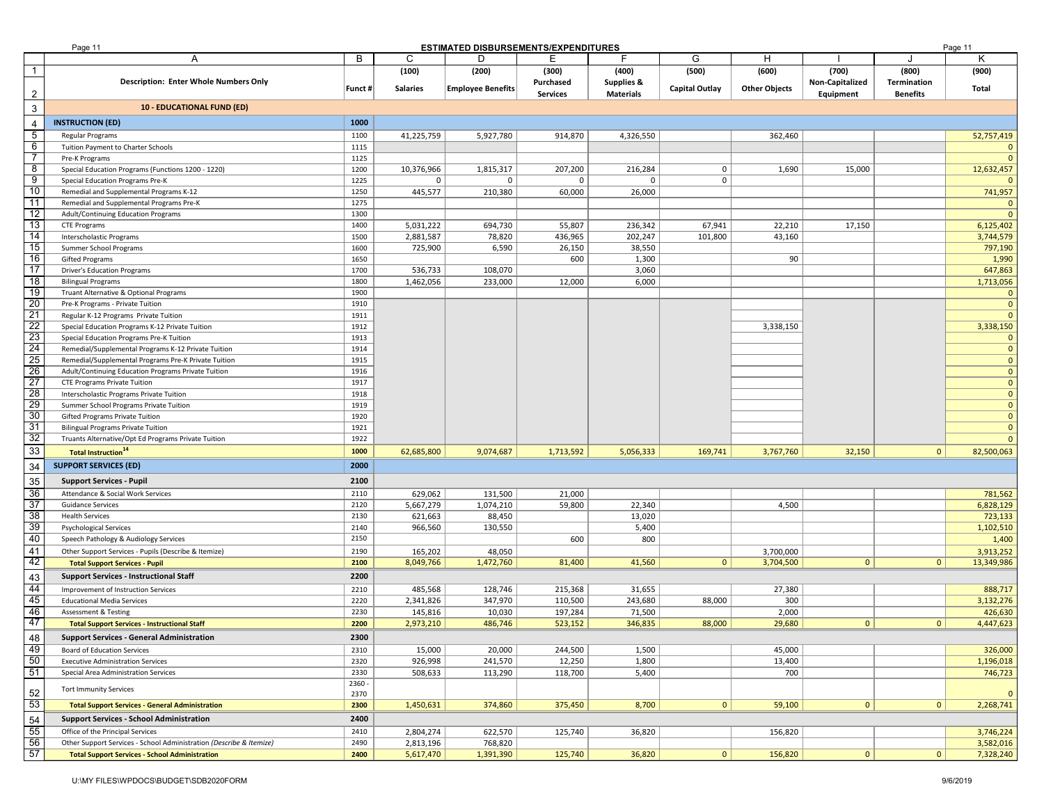## ESTIMATED DISBURSEMENTS/EXPENDITURES

| | A | B | C | D | E | F | G | H | I | J | K |
|---|---|---|---|---|---|---|---|---|---|---|---|
| 1 | | | (100) | (200) | (300) | (400) | (500) | (600) | (700) | (800) | (900) |
| 2 | **Description: Enter Whole Numbers Only** | **Funct #** | **Salaries** | **Employee Benefits** | **Purchased Services** | **Supplies & Materials** | **Capital Outlay** | **Other Objects** | **Non-Capitalized Equipment** | **Termination Benefits** | **Total** |
| 3 | **10 - EDUCATIONAL FUND (ED)** | | | | | | | | | | |
| 4 | **INSTRUCTION (ED)** | **1000** | | | | | | | | | |
| 5 | Regular Programs | 1100 | 41,225,759 | 5,927,780 | 914,870 | 4,326,550 | | 362,460 | | | 52,757,419 |
| 6 | Tuition Payment to Charter Schools | 1115 | | | | | | | | | 0 |
| 7 | Pre-K Programs | 1125 | | | | | | | | | 0 |
| 8 | Special Education Programs (Functions 1200 - 1220) | 1200 | 10,376,966 | 1,815,317 | 207,200 | 216,284 | 0 | 1,690 | 15,000 | | 12,632,457 |
| 9 | Special Education Programs Pre-K | 1225 | 0 | 0 | 0 | 0 | 0 | | | | 0 |
| 10 | Remedial and Supplemental Programs K-12 | 1250 | 445,577 | 210,380 | 60,000 | 26,000 | | | | | 741,957 |
| 11 | Remedial and Supplemental Programs Pre-K | 1275 | | | | | | | | | 0 |
| 12 | Adult/Continuing Education Programs | 1300 | | | | | | | | | 0 |
| 13 | CTE Programs | 1400 | 5,031,222 | 694,730 | 55,807 | 236,342 | 67,941 | 22,210 | 17,150 | | 6,125,402 |
| 14 | Interscholastic Programs | 1500 | 2,881,587 | 78,820 | 436,965 | 202,247 | 101,800 | 43,160 | | | 3,744,579 |
| 15 | Summer School Programs | 1600 | 725,900 | 6,590 | 26,150 | 38,550 | | | | | 797,190 |
| 16 | Gifted Programs | 1650 | | | 600 | 1,300 | | 90 | | | 1,990 |
| 17 | Driver's Education Programs | 1700 | 536,733 | 108,070 | | 3,060 | | | | | 647,863 |
| 18 | Bilingual Programs | 1800 | 1,462,056 | 233,000 | 12,000 | 6,000 | | | | | 1,713,056 |
| 19 | Truant Alternative & Optional Programs | 1900 | | | | | | | | | 0 |
| 20 | Pre-K Programs - Private Tuition | 1910 | | | | | | | | | 0 |
| 21 | Regular K-12 Programs Private Tuition | 1911 | | | | | | | | | 0 |
| 22 | Special Education Programs K-12 Private Tuition | 1912 | | | | | | 3,338,150 | | | 3,338,150 |
| 23 | Special Education Programs Pre-K Tuition | 1913 | | | | | | | | | 0 |
| 24 | Remedial/Supplemental Programs K-12 Private Tuition | 1914 | | | | | | | | | 0 |
| 25 | Remedial/Supplemental Programs Pre-K Private Tuition | 1915 | | | | | | | | | 0 |
| 26 | Adult/Continuing Education Programs Private Tuition | 1916 | | | | | | | | | 0 |
| 27 | CTE Programs Private Tuition | 1917 | | | | | | | | | 0 |
| 28 | Interscholastic Programs Private Tuition | 1918 | | | | | | | | | 0 |
| 29 | Summer School Programs Private Tuition | 1919 | | | | | | | | | 0 |
| 30 | Gifted Programs Private Tuition | 1920 | | | | | | | | | 0 |
| 31 | Bilingual Programs Private Tuition | 1921 | | | | | | | | | 0 |
| 32 | Truants Alternative/Opt Ed Programs Private Tuition | 1922 | | | | | | | | | 0 |
| 33 | **Total Instruction[14]** | **1000** | 62,685,800 | 9,074,687 | 1,713,592 | 5,056,333 | 169,741 | 3,767,760 | 32,150 | 0 | 82,500,063 |
| 34 | **SUPPORT SERVICES (ED)** | **2000** | | | | | | | | | |
| 35 | **Support Services - Pupil** | **2100** | | | | | | | | | |
| 36 | Attendance & Social Work Services | 2110 | 629,062 | 131,500 | 21,000 | | | | | | 781,562 |
| 37 | Guidance Services | 2120 | 5,667,279 | 1,074,210 | 59,800 | 22,340 | | 4,500 | | | 6,828,129 |
| 38 | Health Services | 2130 | 621,663 | 88,450 | | 13,020 | | | | | 723,133 |
| 39 | Psychological Services | 2140 | 966,560 | 130,550 | | 5,400 | | | | | 1,102,510 |
| 40 | Speech Pathology & Audiology Services | 2150 | | | 600 | 800 | | | | | 1,400 |
| 41 | Other Support Services - Pupils (Describe & Itemize) | 2190 | 165,202 | 48,050 | | | | 3,700,000 | | | 3,913,252 |
| 42 | **Total Support Services - Pupil** | **2100** | 8,049,766 | 1,472,760 | 81,400 | 41,560 | 0 | 3,704,500 | 0 | 0 | 13,349,986 |
| 43 | **Support Services - Instructional Staff** | **2200** | | | | | | | | | |
| 44 | Improvement of Instruction Services | 2210 | 485,568 | 128,746 | 215,368 | 31,655 | | 27,380 | | | 888,717 |
| 45 | Educational Media Services | 2220 | 2,341,826 | 347,970 | 110,500 | 243,680 | 88,000 | 300 | | | 3,132,276 |
| 46 | Assessment & Testing | 2230 | 145,816 | 10,030 | 197,284 | 71,500 | | 2,000 | | | 426,630 |
| 47 | **Total Support Services - Instructional Staff** | **2200** | 2,973,210 | 486,746 | 523,152 | 346,835 | 88,000 | 29,680 | 0 | 0 | 4,447,623 |
| 48 | **Support Services - General Administration** | **2300** | | | | | | | | | |
| 49 | Board of Education Services | 2310 | 15,000 | 20,000 | 244,500 | 1,500 | | 45,000 | | | 326,000 |
| 50 | Executive Administration Services | 2320 | 926,998 | 241,570 | 12,250 | 1,800 | | 13,400 | | | 1,196,018 |
| 51 | Special Area Administration Services | 2330 | 508,633 | 113,290 | 118,700 | 5,400 | | 700 | | | 746,723 |
| 52 | Tort Immunity Services | 2360 - 2370 | | | | | | | | | 0 |
| 53 | **Total Support Services - General Administration** | **2300** | 1,450,631 | 374,860 | 375,450 | 8,700 | 0 | 59,100 | 0 | 0 | 2,268,741 |
| 54 | **Support Services - School Administration** | **2400** | | | | | | | | | |
| 55 | Office of the Principal Services | 2410 | 2,804,274 | 622,570 | 125,740 | 36,820 | | 156,820 | | | 3,746,224 |
| 56 | Other Support Services - School Administration *(Describe & Itemize)* | 2490 | 2,813,196 | 768,820 | | | | | | | 3,582,016 |
| 57 | **Total Support Services - School Administration** | **2400** | 5,617,470 | 1,391,390 | 125,740 | 36,820 | 0 | 156,820 | 0 | 0 | 7,328,240 |

U:\MY FILES\WPDOCS\BUDGET\SDB2020FORM 9/6/2019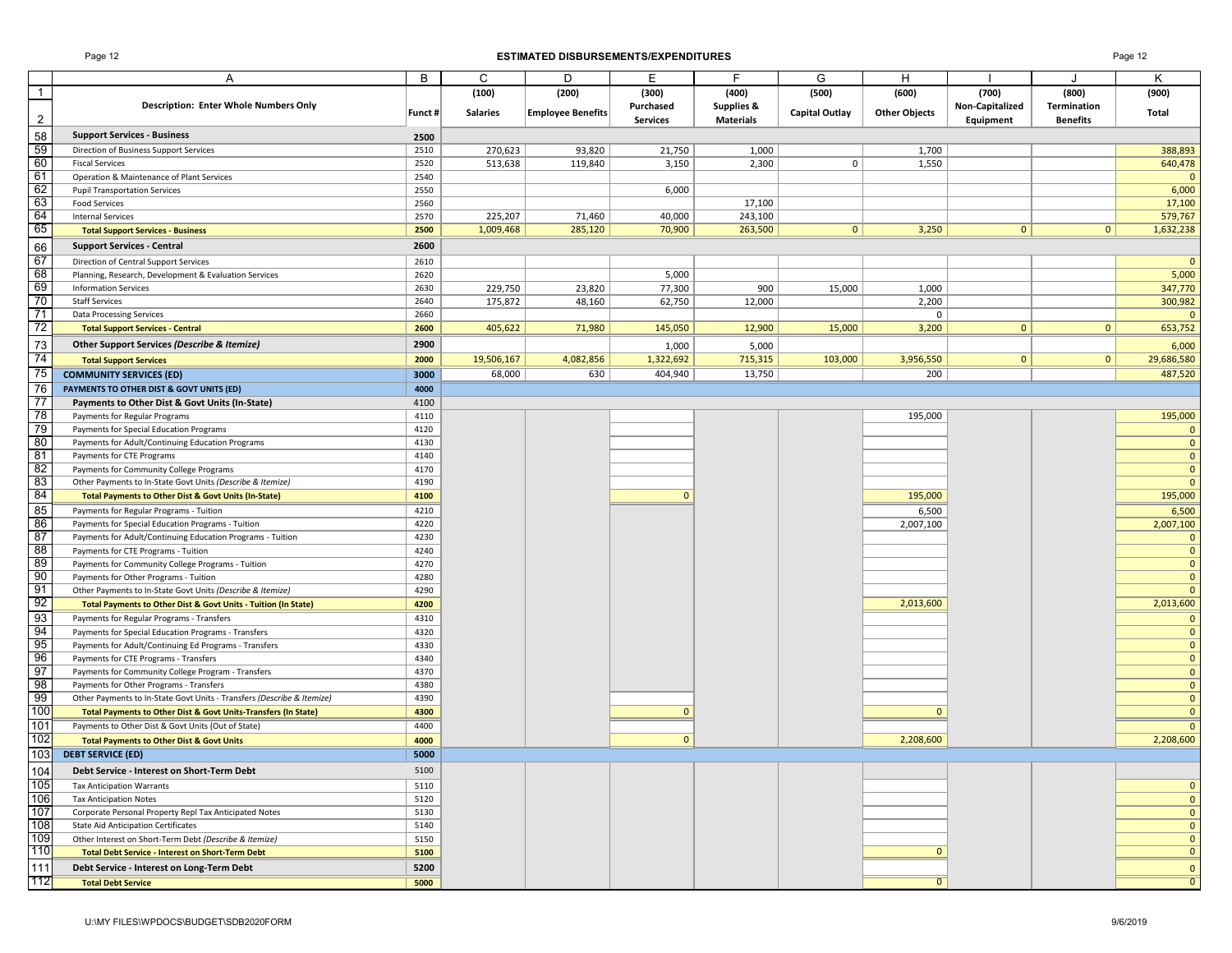# ESTIMATED DISBURSEMENTS/EXPENDITURES

| | A | B | C | D | E | F | G | H | I | J | K |
|---|---|---|---|---|---|---|---|---|---|---|---|
| 1 | | | (100) | (200) | (300) | (400) | (500) | (600) | (700) | (800) | (900) |
| 2 | **Description: Enter Whole Numbers Only** | **Funct #** | **Salaries** | **Employee Benefits** | **Purchased Services** | **Supplies & Materials** | **Capital Outlay** | **Other Objects** | **Non-Capitalized Equipment** | **Termination Benefits** | **Total** |
| 58 | **Support Services - Business** | **2500** | | | | | | | | | |
| 59 | Direction of Business Support Services | 2510 | 270,623 | 93,820 | 21,750 | 1,000 | | 1,700 | | | 388,893 |
| 60 | Fiscal Services | 2520 | 513,638 | 119,840 | 3,150 | 2,300 | 0 | 1,550 | | | 640,478 |
| 61 | Operation & Maintenance of Plant Services | 2540 | | | | | | | | | 0 |
| 62 | Pupil Transportation Services | 2550 | | | 6,000 | | | | | | 6,000 |
| 63 | Food Services | 2560 | | | | 17,100 | | | | | 17,100 |
| 64 | Internal Services | 2570 | 225,207 | 71,460 | 40,000 | 243,100 | | | | | 579,767 |
| 65 | **Total Support Services - Business** | **2500** | 1,009,468 | 285,120 | 70,900 | 263,500 | 0 | 3,250 | 0 | 0 | 1,632,238 |
| 66 | **Support Services - Central** | **2600** | | | | | | | | | |
| 67 | Direction of Central Support Services | 2610 | | | | | | | | | 0 |
| 68 | Planning, Research, Development & Evaluation Services | 2620 | | | 5,000 | | | | | | 5,000 |
| 69 | Information Services | 2630 | 229,750 | 23,820 | 77,300 | 900 | 15,000 | 1,000 | | | 347,770 |
| 70 | Staff Services | 2640 | 175,872 | 48,160 | 62,750 | 12,000 | | 2,200 | | | 300,982 |
| 71 | Data Processing Services | 2660 | | | | | | 0 | | | 0 |
| 72 | **Total Support Services - Central** | **2600** | 405,622 | 71,980 | 145,050 | 12,900 | 15,000 | 3,200 | 0 | 0 | 653,752 |
| 73 | **Other Support Services *(Describe & Itemize)*** | **2900** | | | 1,000 | 5,000 | | | | | 6,000 |
| 74 | **Total Support Services** | **2000** | 19,506,167 | 4,082,856 | 1,322,692 | 715,315 | 103,000 | 3,956,550 | 0 | 0 | 29,686,580 |
| 75 | **COMMUNITY SERVICES (ED)** | **3000** | 68,000 | 630 | 404,940 | 13,750 | | 200 | | | 487,520 |
| 76 | **PAYMENTS TO OTHER DIST & GOVT UNITS (ED)** | **4000** | | | | | | | | | |
| 77 | **Payments to Other Dist & Govt Units (In-State)** | 4100 | | | | | | | | | |
| 78 | Payments for Regular Programs | 4110 | | | | | | 195,000 | | | 195,000 |
| 79 | Payments for Special Education Programs | 4120 | | | | | | | | | 0 |
| 80 | Payments for Adult/Continuing Education Programs | 4130 | | | | | | | | | 0 |
| 81 | Payments for CTE Programs | 4140 | | | | | | | | | 0 |
| 82 | Payments for Community College Programs | 4170 | | | | | | | | | 0 |
| 83 | Other Payments to In-State Govt Units *(Describe & Itemize)* | 4190 | | | | | | | | | 0 |
| 84 | **Total Payments to Other Dist & Govt Units (In-State)** | **4100** | | | 0 | | | 195,000 | | | 195,000 |
| 85 | Payments for Regular Programs - Tuition | 4210 | | | | | | 6,500 | | | 6,500 |
| 86 | Payments for Special Education Programs - Tuition | 4220 | | | | | | 2,007,100 | | | 2,007,100 |
| 87 | Payments for Adult/Continuing Education Programs - Tuition | 4230 | | | | | | | | | 0 |
| 88 | Payments for CTE Programs - Tuition | 4240 | | | | | | | | | 0 |
| 89 | Payments for Community College Programs - Tuition | 4270 | | | | | | | | | 0 |
| 90 | Payments for Other Programs - Tuition | 4280 | | | | | | | | | 0 |
| 91 | Other Payments to In-State Govt Units *(Describe & Itemize)* | 4290 | | | | | | | | | 0 |
| 92 | **Total Payments to Other Dist & Govt Units - Tuition (In State)** | **4200** | | | | | | 2,013,600 | | | 2,013,600 |
| 93 | Payments for Regular Programs - Transfers | 4310 | | | | | | | | | 0 |
| 94 | Payments for Special Education Programs - Transfers | 4320 | | | | | | | | | 0 |
| 95 | Payments for Adult/Continuing Ed Programs - Transfers | 4330 | | | | | | | | | 0 |
| 96 | Payments for CTE Programs - Transfers | 4340 | | | | | | | | | 0 |
| 97 | Payments for Community College Program - Transfers | 4370 | | | | | | | | | 0 |
| 98 | Payments for Other Programs - Transfers | 4380 | | | | | | | | | 0 |
| 99 | Other Payments to In-State Govt Units - Transfers *(Describe & Itemize)* | 4390 | | | | | | | | | 0 |
| 100 | **Total Payments to Other Dist & Govt Units-Transfers (In State)** | **4300** | | | 0 | | | 0 | | | 0 |
| 101 | Payments to Other Dist & Govt Units (Out of State) | 4400 | | | | | | | | | 0 |
| 102 | **Total Payments to Other Dist & Govt Units** | **4000** | | | 0 | | | 2,208,600 | | | 2,208,600 |
| 103 | **DEBT SERVICE (ED)** | **5000** | | | | | | | | | |
| 104 | **Debt Service - Interest on Short-Term Debt** | 5100 | | | | | | | | | |
| 105 | Tax Anticipation Warrants | 5110 | | | | | | | | | 0 |
| 106 | Tax Anticipation Notes | 5120 | | | | | | | | | 0 |
| 107 | Corporate Personal Property Repl Tax Anticipated Notes | 5130 | | | | | | | | | 0 |
| 108 | State Aid Anticipation Certificates | 5140 | | | | | | | | | 0 |
| 109 | Other Interest on Short-Term Debt *(Describe & Itemize)* | 5150 | | | | | | | | | 0 |
| 110 | **Total Debt Service - Interest on Short-Term Debt** | **5100** | | | | | | 0 | | | 0 |
| 111 | **Debt Service - Interest on Long-Term Debt** | **5200** | | | | | | | | | 0 |
| 112 | **Total Debt Service** | **5000** | | | | | | 0 | | | 0 |

U:\MY FILES\WPDOCS\BUDGET\SDB2020FORM 9/6/2019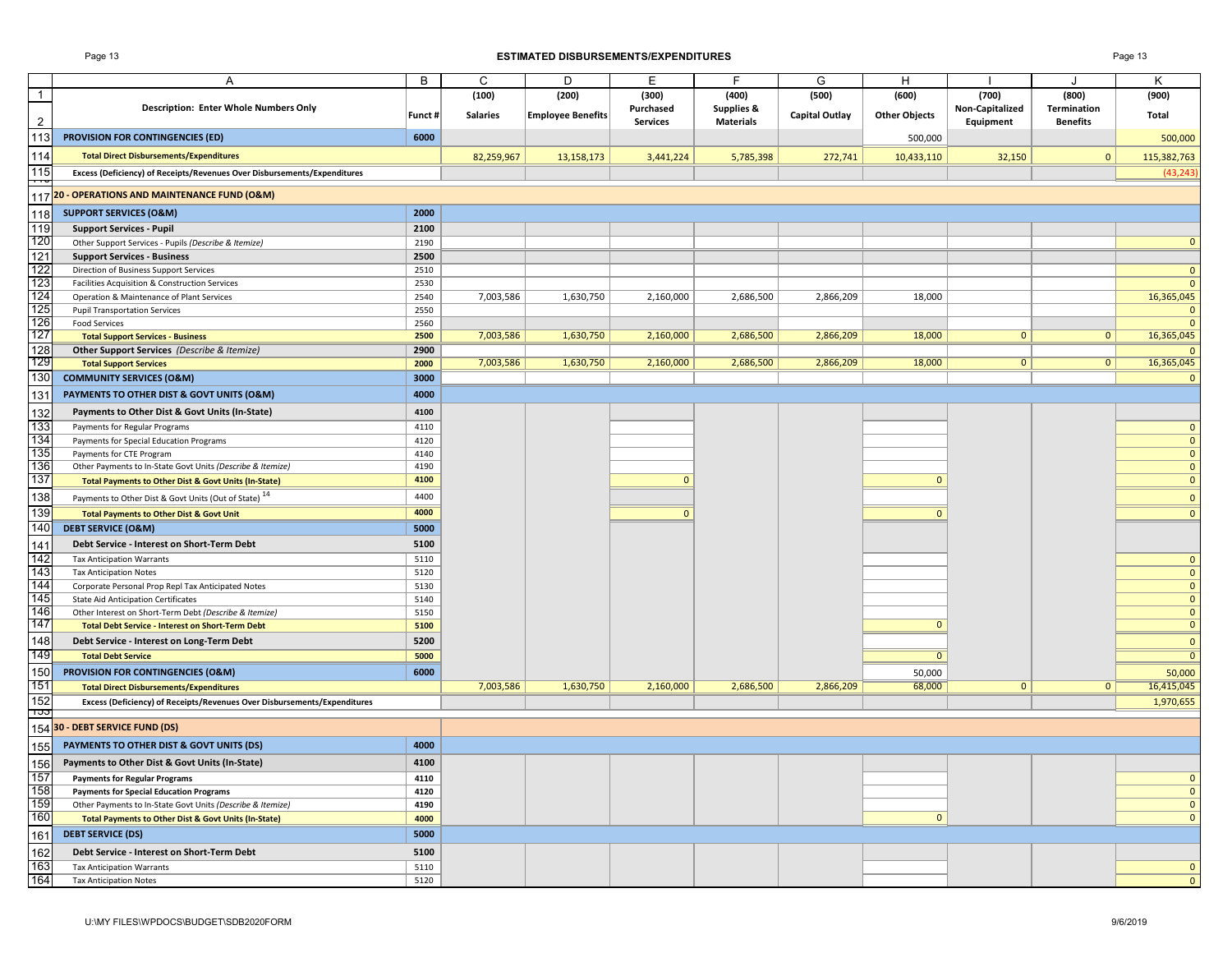## ESTIMATED DISBURSEMENTS/EXPENDITURES

| | A | B | C | D | E | F | G | H | I | J | K |
|---|---|---|---|---|---|---|---|---|---|---|---|
| 1 | | | (100) | (200) | (300) | (400) | (500) | (600) | (700) | (800) | (900) |
| 2 | **Description: Enter Whole Numbers Only** | Funct # | Salaries | Employee Benefits | Purchased Services | Supplies & Materials | Capital Outlay | Other Objects | Non-Capitalized Equipment | Termination Benefits | Total |
| 113 | **PROVISION FOR CONTINGENCIES (ED)** | 6000 | | | | | | 500,000 | | | 500,000 |
| 114 | **Total Direct Disbursements/Expenditures** | | 82,259,967 | 13,158,173 | 3,441,224 | 5,785,398 | 272,741 | 10,433,110 | 32,150 | 0 | 115,382,763 |
| 115 | **Excess (Deficiency) of Receipts/Revenues Over Disbursements/Expenditures** | | | | | | | | | | (43,243) |
| 117 | **20 - OPERATIONS AND MAINTENANCE FUND (O&M)** | | | | | | | | | | |
| 118 | **SUPPORT SERVICES (O&M)** | 2000 | | | | | | | | | |
| 119 | **Support Services - Pupil** | 2100 | | | | | | | | | |
| 120 | Other Support Services - Pupils *(Describe & Itemize)* | 2190 | | | | | | | | | 0 |
| 121 | **Support Services - Business** | 2500 | | | | | | | | | |
| 122 | Direction of Business Support Services | 2510 | | | | | | | | | 0 |
| 123 | Facilities Acquisition & Construction Services | 2530 | | | | | | | | | 0 |
| 124 | Operation & Maintenance of Plant Services | 2540 | 7,003,586 | 1,630,750 | 2,160,000 | 2,686,500 | 2,866,209 | 18,000 | | | 16,365,045 |
| 125 | Pupil Transportation Services | 2550 | | | | | | | | | 0 |
| 126 | Food Services | 2560 | | | | | | | | | 0 |
| 127 | **Total Support Services - Business** | 2500 | 7,003,586 | 1,630,750 | 2,160,000 | 2,686,500 | 2,866,209 | 18,000 | 0 | 0 | 16,365,045 |
| 128 | **Other Support Services** *(Describe & Itemize)* | 2900 | | | | | | | | | 0 |
| 129 | **Total Support Services** | 2000 | 7,003,586 | 1,630,750 | 2,160,000 | 2,686,500 | 2,866,209 | 18,000 | 0 | 0 | 16,365,045 |
| 130 | **COMMUNITY SERVICES (O&M)** | 3000 | | | | | | | | | 0 |
| 131 | **PAYMENTS TO OTHER DIST & GOVT UNITS (O&M)** | 4000 | | | | | | | | | |
| 132 | **Payments to Other Dist & Govt Units (In-State)** | 4100 | | | | | | | | | |
| 133 | Payments for Regular Programs | 4110 | | | | | | | | | 0 |
| 134 | Payments for Special Education Programs | 4120 | | | | | | | | | 0 |
| 135 | Payments for CTE Program | 4140 | | | | | | | | | 0 |
| 136 | Other Payments to In-State Govt Units *(Describe & Itemize)* | 4190 | | | | | | | | | 0 |
| 137 | **Total Payments to Other Dist & Govt Units (In-State)** | 4100 | | | 0 | | | 0 | | | 0 |
| 138 | Payments to Other Dist & Govt Units (Out of State) [14] | 4400 | | | | | | | | | 0 |
| 139 | **Total Payments to Other Dist & Govt Unit** | 4000 | | | 0 | | | 0 | | | 0 |
| 140 | **DEBT SERVICE (O&M)** | 5000 | | | | | | | | | |
| 141 | **Debt Service - Interest on Short-Term Debt** | 5100 | | | | | | | | | |
| 142 | Tax Anticipation Warrants | 5110 | | | | | | | | | 0 |
| 143 | Tax Anticipation Notes | 5120 | | | | | | | | | 0 |
| 144 | Corporate Personal Prop Repl Tax Anticipated Notes | 5130 | | | | | | | | | 0 |
| 145 | State Aid Anticipation Certificates | 5140 | | | | | | | | | 0 |
| 146 | Other Interest on Short-Term Debt *(Describe & Itemize)* | 5150 | | | | | | | | | 0 |
| 147 | **Total Debt Service - Interest on Short-Term Debt** | 5100 | | | | | | 0 | | | 0 |
| 148 | **Debt Service - Interest on Long-Term Debt** | 5200 | | | | | | | | | 0 |
| 149 | **Total Debt Service** | 5000 | | | | | | 0 | | | 0 |
| 150 | **PROVISION FOR CONTINGENCIES (O&M)** | 6000 | | | | | | 50,000 | | | 50,000 |
| 151 | **Total Direct Disbursements/Expenditures** | | 7,003,586 | 1,630,750 | 2,160,000 | 2,686,500 | 2,866,209 | 68,000 | 0 | 0 | 16,415,045 |
| 152 | **Excess (Deficiency) of Receipts/Revenues Over Disbursements/Expenditures** | | | | | | | | | | 1,970,655 |
| 154 | **30 - DEBT SERVICE FUND (DS)** | | | | | | | | | | |
| 155 | **PAYMENTS TO OTHER DIST & GOVT UNITS (DS)** | 4000 | | | | | | | | | |
| 156 | **Payments to Other Dist & Govt Units (In-State)** | 4100 | | | | | | | | | |
| 157 | **Payments for Regular Programs** | 4110 | | | | | | | | | 0 |
| 158 | **Payments for Special Education Programs** | 4120 | | | | | | | | | 0 |
| 159 | Other Payments to In-State Govt Units *(Describe & Itemize)* | 4190 | | | | | | | | | 0 |
| 160 | **Total Payments to Other Dist & Govt Units (In-State)** | 4000 | | | | | | 0 | | | 0 |
| 161 | **DEBT SERVICE (DS)** | 5000 | | | | | | | | | |
| 162 | **Debt Service - Interest on Short-Term Debt** | 5100 | | | | | | | | | |
| 163 | Tax Anticipation Warrants | 5110 | | | | | | | | | 0 |
| 164 | Tax Anticipation Notes | 5120 | | | | | | | | | 0 |

U:\MY FILES\WPDOCS\BUDGET\SDB2020FORM

9/6/2019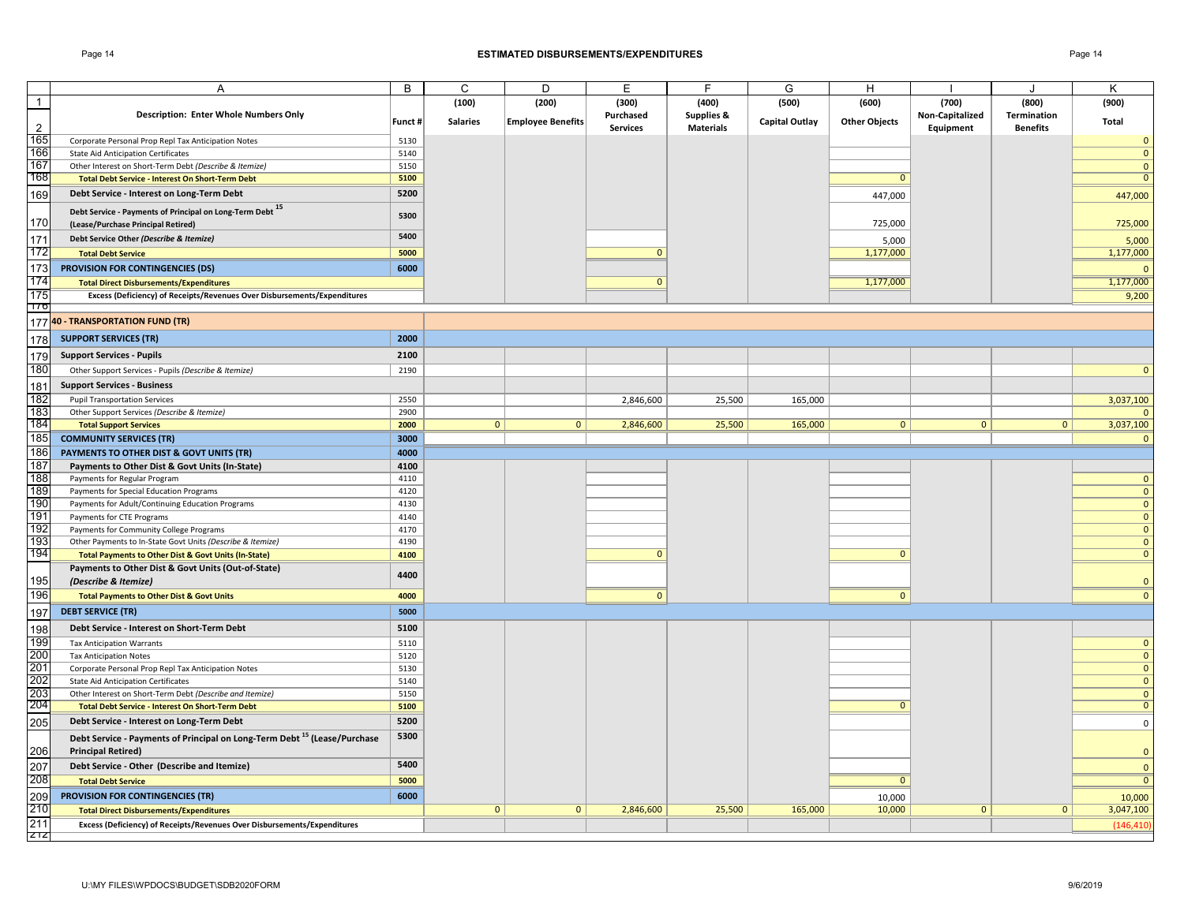## ESTIMATED DISBURSEMENTS/EXPENDITURES

| | A | B | C | D | E | F | G | H | I | J | K |
|---|---|---|---|---|---|---|---|---|---|---|---|
| 1 | | | (100) | (200) | (300) | (400) | (500) | (600) | (700) | (800) | (900) |
| 2 | **Description: Enter Whole Numbers Only** | Funct # | Salaries | Employee Benefits | Purchased Services | Supplies & Materials | Capital Outlay | Other Objects | Non-Capitalized Equipment | Termination Benefits | Total |
| 165 | Corporate Personal Prop Repl Tax Anticipation Notes | 5130 | | | | | | | | | 0 |
| 166 | State Aid Anticipation Certificates | 5140 | | | | | | | | | 0 |
| 167 | Other Interest on Short-Term Debt *(Describe & Itemize)* | 5150 | | | | | | | | | 0 |
| 168 | **Total Debt Service - Interest On Short-Term Debt** | 5100 | | | | | | 0 | | | 0 |
| 169 | **Debt Service - Interest on Long-Term Debt** | 5200 | | | | | | 447,000 | | | 447,000 |
| 170 | **Debt Service - Payments of Principal on Long-Term Debt [15] (Lease/Purchase Principal Retired)** | 5300 | | | | | | 725,000 | | | 725,000 |
| 171 | **Debt Service Other *(Describe & Itemize)*** | 5400 | | | | | | 5,000 | | | 5,000 |
| 172 | **Total Debt Service** | 5000 | | | 0 | | | 1,177,000 | | | 1,177,000 |
| 173 | **PROVISION FOR CONTINGENCIES (DS)** | 6000 | | | | | | | | | 0 |
| 174 | **Total Direct Disbursements/Expenditures** | | | | 0 | | | 1,177,000 | | | 1,177,000 |
| 175 | **Excess (Deficiency) of Receipts/Revenues Over Disbursements/Expenditures** | | | | | | | | | | 9,200 |
| 176 | | | | | | | | | | | |
| 177 | **40 - TRANSPORTATION FUND (TR)** | | | | | | | | | | |
| 178 | **SUPPORT SERVICES (TR)** | 2000 | | | | | | | | | |
| 179 | **Support Services - Pupils** | 2100 | | | | | | | | | |
| 180 | Other Support Services - Pupils *(Describe & Itemize)* | 2190 | | | | | | | | | 0 |
| 181 | **Support Services - Business** | | | | | | | | | | |
| 182 | Pupil Transportation Services | 2550 | | | 2,846,600 | 25,500 | 165,000 | | | | 3,037,100 |
| 183 | Other Support Services *(Describe & Itemize)* | 2900 | | | | | | | | | 0 |
| 184 | **Total Support Services** | 2000 | 0 | 0 | 2,846,600 | 25,500 | 165,000 | 0 | 0 | 0 | 3,037,100 |
| 185 | **COMMUNITY SERVICES (TR)** | 3000 | | | | | | | | | 0 |
| 186 | **PAYMENTS TO OTHER DIST & GOVT UNITS (TR)** | 4000 | | | | | | | | | |
| 187 | **Payments to Other Dist & Govt Units (In-State)** | 4100 | | | | | | | | | |
| 188 | Payments for Regular Program | 4110 | | | | | | | | | 0 |
| 189 | Payments for Special Education Programs | 4120 | | | | | | | | | 0 |
| 190 | Payments for Adult/Continuing Education Programs | 4130 | | | | | | | | | 0 |
| 191 | Payments for CTE Programs | 4140 | | | | | | | | | 0 |
| 192 | Payments for Community College Programs | 4170 | | | | | | | | | 0 |
| 193 | Other Payments to In-State Govt Units *(Describe & Itemize)* | 4190 | | | | | | | | | 0 |
| 194 | **Total Payments to Other Dist & Govt Units (In-State)** | 4100 | | | 0 | | | 0 | | | 0 |
| 195 | **Payments to Other Dist & Govt Units (Out-of-State) *(Describe & Itemize)*** | 4400 | | | | | | | | | 0 |
| 196 | **Total Payments to Other Dist & Govt Units** | 4000 | | | 0 | | | 0 | | | 0 |
| 197 | **DEBT SERVICE (TR)** | 5000 | | | | | | | | | |
| 198 | **Debt Service - Interest on Short-Term Debt** | 5100 | | | | | | | | | |
| 199 | Tax Anticipation Warrants | 5110 | | | | | | | | | 0 |
| 200 | Tax Anticipation Notes | 5120 | | | | | | | | | 0 |
| 201 | Corporate Personal Prop Repl Tax Anticipation Notes | 5130 | | | | | | | | | 0 |
| 202 | State Aid Anticipation Certificates | 5140 | | | | | | | | | 0 |
| 203 | Other Interest on Short-Term Debt *(Describe and Itemize)* | 5150 | | | | | | | | | 0 |
| 204 | **Total Debt Service - Interest On Short-Term Debt** | 5100 | | | | | | 0 | | | 0 |
| 205 | **Debt Service - Interest on Long-Term Debt** | 5200 | | | | | | | | | 0 |
| 206 | **Debt Service - Payments of Principal on Long-Term Debt [15] (Lease/Purchase Principal Retired)** | 5300 | | | | | | | | | 0 |
| 207 | **Debt Service - Other (Describe and Itemize)** | 5400 | | | | | | | | | 0 |
| 208 | **Total Debt Service** | 5000 | | | | | | 0 | | | 0 |
| 209 | **PROVISION FOR CONTINGENCIES (TR)** | 6000 | | | | | | 10,000 | | | 10,000 |
| 210 | **Total Direct Disbursements/Expenditures** | | 0 | 0 | 2,846,600 | 25,500 | 165,000 | 10,000 | 0 | 0 | 3,047,100 |
| 211 | **Excess (Deficiency) of Receipts/Revenues Over Disbursements/Expenditures** | | | | | | | | | | (146,410) |
| 212 | | | | | | | | | | | |

U:\MY FILES\WPDOCS\BUDGET\SDB2020FORM 9/6/2019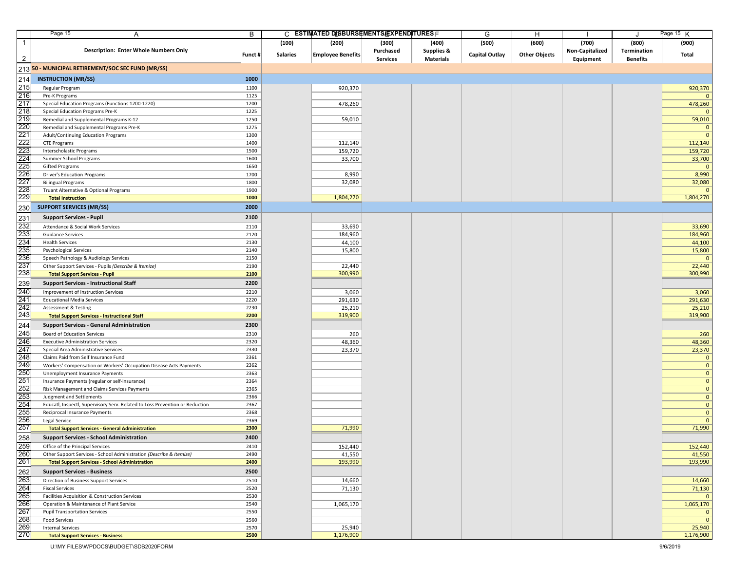| Description: Enter Whole Numbers Only | Funct # | (100) Salaries | (200) Employee Benefits | (300) Purchased Services | (400) Supplies & Materials | (500) Capital Outlay | (600) Other Objects | (700) Non-Capitalized Equipment | (800) Termination Benefits | (900) Total |
|---|---|---|---|---|---|---|---|---|---|---|
| **50 - MUNICIPAL RETIREMENT/SOC SEC FUND (MR/SS)** | | | | | | | | | | |
| **INSTRUCTION (MR/SS)** | **1000** | | | | | | | | | |
| Regular Program | 1100 | | 920,370 | | | | | | | 920,370 |
| Pre-K Programs | 1125 | | | | | | | | | 0 |
| Special Education Programs (Functions 1200-1220) | 1200 | | 478,260 | | | | | | | 478,260 |
| Special Education Programs Pre-K | 1225 | | | | | | | | | 0 |
| Remedial and Supplemental Programs K-12 | 1250 | | 59,010 | | | | | | | 59,010 |
| Remedial and Supplemental Programs Pre-K | 1275 | | | | | | | | | 0 |
| Adult/Continuing Education Programs | 1300 | | | | | | | | | 0 |
| CTE Programs | 1400 | | 112,140 | | | | | | | 112,140 |
| Interscholastic Programs | 1500 | | 159,720 | | | | | | | 159,720 |
| Summer School Programs | 1600 | | 33,700 | | | | | | | 33,700 |
| Gifted Programs | 1650 | | | | | | | | | 0 |
| Driver's Education Programs | 1700 | | 8,990 | | | | | | | 8,990 |
| Bilingual Programs | 1800 | | 32,080 | | | | | | | 32,080 |
| Truant Alternative & Optional Programs | 1900 | | | | | | | | | 0 |
| **Total Instruction** | **1000** | | 1,804,270 | | | | | | | 1,804,270 |
| **SUPPORT SERVICES (MR/SS)** | **2000** | | | | | | | | | |
| **Support Services - Pupil** | **2100** | | | | | | | | | |
| Attendance & Social Work Services | 2110 | | 33,690 | | | | | | | 33,690 |
| Guidance Services | 2120 | | 184,960 | | | | | | | 184,960 |
| Health Services | 2130 | | 44,100 | | | | | | | 44,100 |
| Psychological Services | 2140 | | 15,800 | | | | | | | 15,800 |
| Speech Pathology & Audiology Services | 2150 | | | | | | | | | 0 |
| Other Support Services - Pupils *(Describe & Itemize)* | 2190 | | 22,440 | | | | | | | 22,440 |
| **Total Support Services - Pupil** | **2100** | | 300,990 | | | | | | | 300,990 |
| **Support Services - Instructional Staff** | **2200** | | | | | | | | | |
| Improvement of Instruction Services | 2210 | | 3,060 | | | | | | | 3,060 |
| Educational Media Services | 2220 | | 291,630 | | | | | | | 291,630 |
| Assessment & Testing | 2230 | | 25,210 | | | | | | | 25,210 |
| **Total Support Services - Instructional Staff** | **2200** | | 319,900 | | | | | | | 319,900 |
| **Support Services - General Administration** | **2300** | | | | | | | | | |
| Board of Education Services | 2310 | | 260 | | | | | | | 260 |
| Executive Administration Services | 2320 | | 48,360 | | | | | | | 48,360 |
| Special Area Administrative Services | 2330 | | 23,370 | | | | | | | 23,370 |
| Claims Paid from Self Insurance Fund | 2361 | | | | | | | | | 0 |
| Workers' Compensation or Workers' Occupation Disease Acts Payments | 2362 | | | | | | | | | 0 |
| Unemployment Insurance Payments | 2363 | | | | | | | | | 0 |
| Insurance Payments (regular or self-insurance) | 2364 | | | | | | | | | 0 |
| Risk Management and Claims Services Payments | 2365 | | | | | | | | | 0 |
| Judgment and Settlements | 2366 | | | | | | | | | 0 |
| Educatl, Inspectl, Supervisory Serv. Related to Loss Prevention or Reduction | 2367 | | | | | | | | | 0 |
| Reciprocal Insurance Payments | 2368 | | | | | | | | | 0 |
| Legal Service | 2369 | | | | | | | | | 0 |
| **Total Support Services - General Administration** | **2300** | | 71,990 | | | | | | | 71,990 |
| **Support Services - School Administration** | **2400** | | | | | | | | | |
| Office of the Principal Services | 2410 | | 152,440 | | | | | | | 152,440 |
| Other Support Services - School Administration *(Describe & Itemize)* | 2490 | | 41,550 | | | | | | | 41,550 |
| **Total Support Services - School Administration** | **2400** | | 193,990 | | | | | | | 193,990 |
| **Support Services - Business** | **2500** | | | | | | | | | |
| Direction of Business Support Services | 2510 | | 14,660 | | | | | | | 14,660 |
| Fiscal Services | 2520 | | 71,130 | | | | | | | 71,130 |
| Facilities Acquisition & Construction Services | 2530 | | | | | | | | | 0 |
| Operation & Maintenance of Plant Service | 2540 | | 1,065,170 | | | | | | | 1,065,170 |
| Pupil Transportation Services | 2550 | | | | | | | | | 0 |
| Food Services | 2560 | | | | | | | | | 0 |
| Internal Services | 2570 | | 25,940 | | | | | | | 25,940 |
| **Total Support Services - Business** | **2500** | | 1,176,900 | | | | | | | 1,176,900 |

U:\MY FILES\WPDOCS\BUDGET\SDB2020FORM

9/6/2019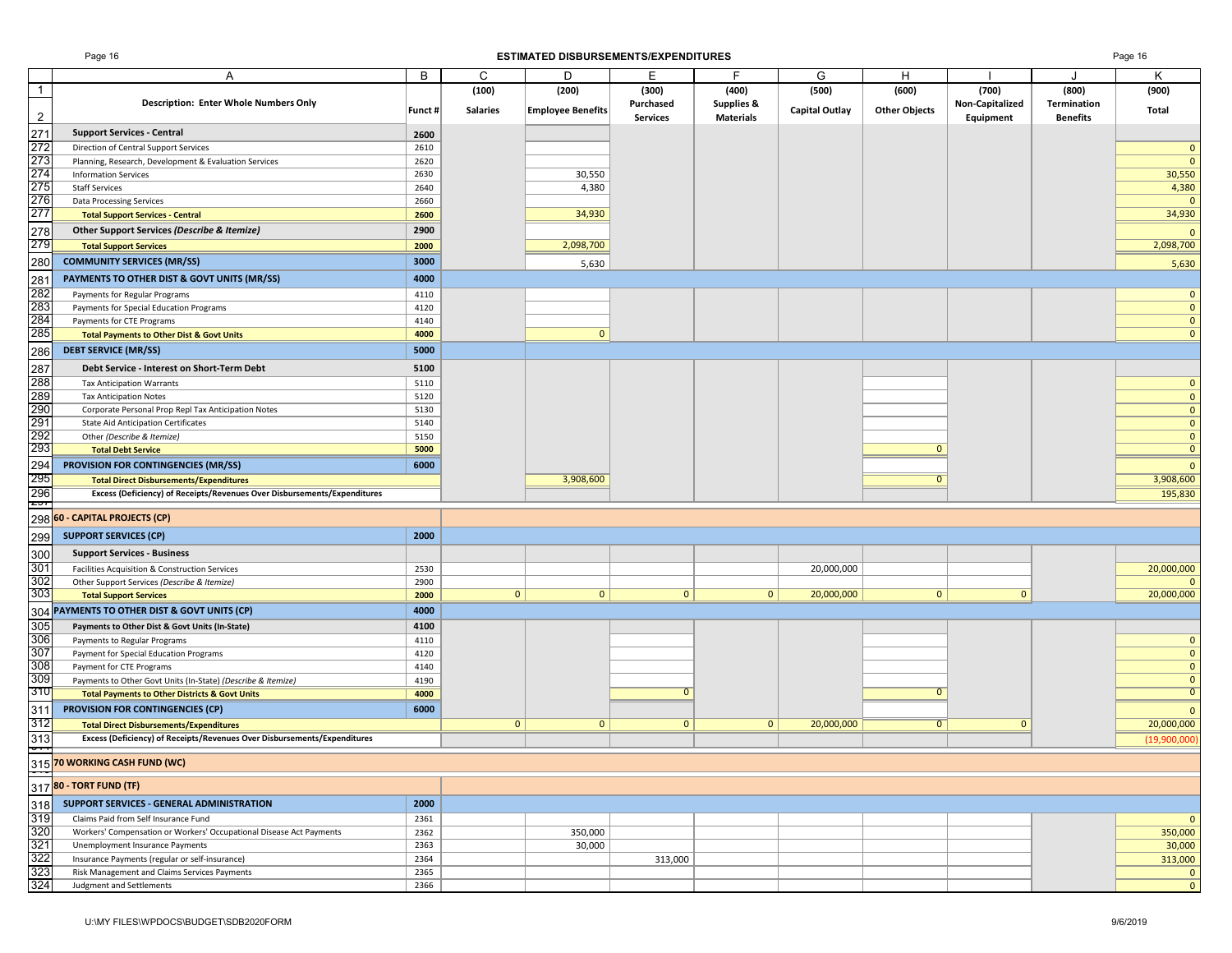# ESTIMATED DISBURSEMENTS/EXPENDITURES

| | A | B | C | D | E | F | G | H | I | J | K |
|---|---|---|---|---|---|---|---|---|---|---|---|
| 1 | | | (100) | (200) | (300) | (400) | (500) | (600) | (700) | (800) | (900) |
| 2 | Description: Enter Whole Numbers Only | Funct # | Salaries | Employee Benefits | Purchased Services | Supplies & Materials | Capital Outlay | Other Objects | Non-Capitalized Equipment | Termination Benefits | Total |
| 271 | **Support Services - Central** | 2600 | | | | | | | | | |
| 272 | Direction of Central Support Services | 2610 | | | | | | | | | 0 |
| 273 | Planning, Research, Development & Evaluation Services | 2620 | | | | | | | | | 0 |
| 274 | Information Services | 2630 | | 30,550 | | | | | | | 30,550 |
| 275 | Staff Services | 2640 | | 4,380 | | | | | | | 4,380 |
| 276 | Data Processing Services | 2660 | | | | | | | | | 0 |
| 277 | **Total Support Services - Central** | 2600 | | 34,930 | | | | | | | 34,930 |
| 278 | **Other Support Services *(Describe & Itemize)*** | 2900 | | | | | | | | | 0 |
| 279 | **Total Support Services** | 2000 | | 2,098,700 | | | | | | | 2,098,700 |
| 280 | **COMMUNITY SERVICES (MR/SS)** | 3000 | | 5,630 | | | | | | | 5,630 |
| 281 | **PAYMENTS TO OTHER DIST & GOVT UNITS (MR/SS)** | 4000 | | | | | | | | | |
| 282 | Payments for Regular Programs | 4110 | | | | | | | | | 0 |
| 283 | Payments for Special Education Programs | 4120 | | | | | | | | | 0 |
| 284 | Payments for CTE Programs | 4140 | | | | | | | | | 0 |
| 285 | **Total Payments to Other Dist & Govt Units** | 4000 | | 0 | | | | | | | 0 |
| 286 | **DEBT SERVICE (MR/SS)** | 5000 | | | | | | | | | |
| 287 | **Debt Service - Interest on Short-Term Debt** | 5100 | | | | | | | | | |
| 288 | Tax Anticipation Warrants | 5110 | | | | | | | | | 0 |
| 289 | Tax Anticipation Notes | 5120 | | | | | | | | | 0 |
| 290 | Corporate Personal Prop Repl Tax Anticipation Notes | 5130 | | | | | | | | | 0 |
| 291 | State Aid Anticipation Certificates | 5140 | | | | | | | | | 0 |
| 292 | Other *(Describe & Itemize)* | 5150 | | | | | | | | | 0 |
| 293 | **Total Debt Service** | 5000 | | | | | | 0 | | | 0 |
| 294 | **PROVISION FOR CONTINGENCIES (MR/SS)** | 6000 | | | | | | | | | 0 |
| 295 | **Total Direct Disbursements/Expenditures** | | | 3,908,600 | | | | 0 | | | 3,908,600 |
| 296 | **Excess (Deficiency) of Receipts/Revenues Over Disbursements/Expenditures** | | | | | | | | | | 195,830 |
| 298 | **60 - CAPITAL PROJECTS (CP)** | | | | | | | | | | |
| 299 | **SUPPORT SERVICES (CP)** | 2000 | | | | | | | | | |
| 300 | **Support Services - Business** | | | | | | | | | | |
| 301 | Facilities Acquisition & Construction Services | 2530 | | | | | 20,000,000 | | | | 20,000,000 |
| 302 | Other Support Services *(Describe & Itemize)* | 2900 | | | | | | | | | 0 |
| 303 | **Total Support Services** | 2000 | 0 | 0 | 0 | 0 | 20,000,000 | 0 | 0 | | 20,000,000 |
| 304 | **PAYMENTS TO OTHER DIST & GOVT UNITS (CP)** | 4000 | | | | | | | | | |
| 305 | **Payments to Other Dist & Govt Units (In-State)** | 4100 | | | | | | | | | |
| 306 | Payments to Regular Programs | 4110 | | | | | | | | | 0 |
| 307 | Payment for Special Education Programs | 4120 | | | | | | | | | 0 |
| 308 | Payment for CTE Programs | 4140 | | | | | | | | | 0 |
| 309 | Payments to Other Govt Units (In-State) *(Describe & Itemize)* | 4190 | | | | | | | | | 0 |
| 310 | **Total Payments to Other Districts & Govt Units** | 4000 | | | 0 | | | 0 | | | 0 |
| 311 | **PROVISION FOR CONTINGENCIES (CP)** | 6000 | | | | | | | | | 0 |
| 312 | **Total Direct Disbursements/Expenditures** | | 0 | 0 | 0 | 0 | 20,000,000 | 0 | 0 | | 20,000,000 |
| 313 | **Excess (Deficiency) of Receipts/Revenues Over Disbursements/Expenditures** | | | | | | | | | | (19,900,000) |
| 315 | **70 WORKING CASH FUND (WC)** | | | | | | | | | | |
| 317 | **80 - TORT FUND (TF)** | | | | | | | | | | |
| 318 | **SUPPORT SERVICES - GENERAL ADMINISTRATION** | 2000 | | | | | | | | | |
| 319 | Claims Paid from Self Insurance Fund | 2361 | | | | | | | | | 0 |
| 320 | Workers' Compensation or Workers' Occupational Disease Act Payments | 2362 | | 350,000 | | | | | | | 350,000 |
| 321 | Unemployment Insurance Payments | 2363 | | 30,000 | | | | | | | 30,000 |
| 322 | Insurance Payments (regular or self-insurance) | 2364 | | | 313,000 | | | | | | 313,000 |
| 323 | Risk Management and Claims Services Payments | 2365 | | | | | | | | | 0 |
| 324 | Judgment and Settlements | 2366 | | | | | | | | | 0 |

U:\MY FILES\WPDOCS\BUDGET\SDB2020FORM 9/6/2019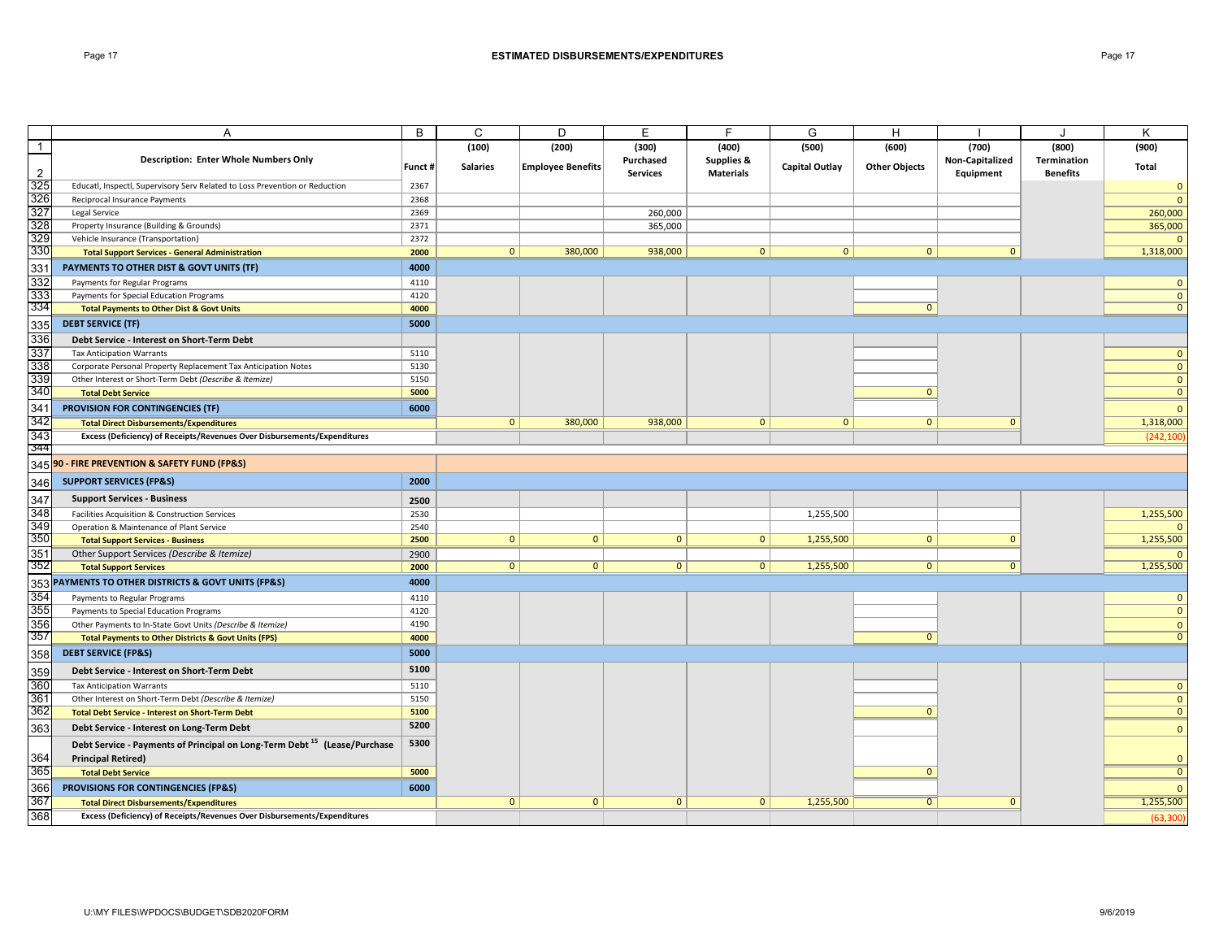## ESTIMATED DISBURSEMENTS/EXPENDITURES

| | A | B | C | D | E | F | G | H | I | J | K |
|---|---|---|---|---|---|---|---|---|---|---|---|
| 1 | | | (100) | (200) | (300) | (400) | (500) | (600) | (700) | (800) | (900) |
| 2 | **Description: Enter Whole Numbers Only** | **Funct #** | **Salaries** | **Employee Benefits** | **Purchased Services** | **Supplies & Materials** | **Capital Outlay** | **Other Objects** | **Non-Capitalized Equipment** | **Termination Benefits** | **Total** |
| 325 | Educatl, Inspectl, Supervisory Serv Related to Loss Prevention or Reduction | 2367 | | | | | | | | | 0 |
| 326 | Reciprocal Insurance Payments | 2368 | | | | | | | | | 0 |
| 327 | Legal Service | 2369 | | | 260,000 | | | | | | 260,000 |
| 328 | Property Insurance (Building & Grounds) | 2371 | | | 365,000 | | | | | | 365,000 |
| 329 | Vehicle Insurance (Transportation) | 2372 | | | | | | | | | 0 |
| 330 | **Total Support Services - General Administration** | **2000** | 0 | 380,000 | 938,000 | 0 | 0 | 0 | 0 | | 1,318,000 |
| 331 | **PAYMENTS TO OTHER DIST & GOVT UNITS (TF)** | **4000** | | | | | | | | | |
| 332 | Payments for Regular Programs | 4110 | | | | | | | | | 0 |
| 333 | Payments for Special Education Programs | 4120 | | | | | | | | | 0 |
| 334 | **Total Payments to Other Dist & Govt Units** | **4000** | | | | | | 0 | | | 0 |
| 335 | **DEBT SERVICE (TF)** | **5000** | | | | | | | | | |
| 336 | **Debt Service - Interest on Short-Term Debt** | | | | | | | | | | |
| 337 | Tax Anticipation Warrants | 5110 | | | | | | | | | 0 |
| 338 | Corporate Personal Property Replacement Tax Anticipation Notes | 5130 | | | | | | | | | 0 |
| 339 | Other Interest or Short-Term Debt *(Describe & Itemize)* | 5150 | | | | | | | | | 0 |
| 340 | **Total Debt Service** | **5000** | | | | | | 0 | | | 0 |
| 341 | **PROVISION FOR CONTINGENCIES (TF)** | **6000** | | | | | | | | | 0 |
| 342 | **Total Direct Disbursements/Expenditures** | | 0 | 380,000 | 938,000 | 0 | 0 | 0 | 0 | | 1,318,000 |
| 343 | **Excess (Deficiency) of Receipts/Revenues Over Disbursements/Expenditures** | | | | | | | | | | (242,100) |
| 344 | | | | | | | | | | | |
| 345 | **90 - FIRE PREVENTION & SAFETY FUND (FP&S)** | | | | | | | | | | |
| 346 | **SUPPORT SERVICES (FP&S)** | **2000** | | | | | | | | | |
| 347 | **Support Services - Business** | **2500** | | | | | | | | | |
| 348 | Facilities Acquisition & Construction Services | 2530 | | | | | 1,255,500 | | | | 1,255,500 |
| 349 | Operation & Maintenance of Plant Service | 2540 | | | | | | | | | 0 |
| 350 | **Total Support Services - Business** | **2500** | 0 | 0 | 0 | 0 | 1,255,500 | 0 | 0 | | 1,255,500 |
| 351 | Other Support Services *(Describe & Itemize)* | 2900 | | | | | | | | | 0 |
| 352 | **Total Support Services** | **2000** | 0 | 0 | 0 | 0 | 1,255,500 | 0 | 0 | | 1,255,500 |
| 353 | **PAYMENTS TO OTHER DISTRICTS & GOVT UNITS (FP&S)** | **4000** | | | | | | | | | |
| 354 | Payments to Regular Programs | 4110 | | | | | | | | | 0 |
| 355 | Payments to Special Education Programs | 4120 | | | | | | | | | 0 |
| 356 | Other Payments to In-State Govt Units *(Describe & Itemize)* | 4190 | | | | | | | | | 0 |
| 357 | **Total Payments to Other Districts & Govt Units (FPS)** | **4000** | | | | | | 0 | | | 0 |
| 358 | **DEBT SERVICE (FP&S)** | **5000** | | | | | | | | | |
| 359 | **Debt Service - Interest on Short-Term Debt** | **5100** | | | | | | | | | |
| 360 | Tax Anticipation Warrants | 5110 | | | | | | | | | 0 |
| 361 | Other Interest on Short-Term Debt *(Describe & Itemize)* | 5150 | | | | | | | | | 0 |
| 362 | **Total Debt Service - Interest on Short-Term Debt** | **5100** | | | | | | 0 | | | 0 |
| 363 | **Debt Service - Interest on Long-Term Debt** | **5200** | | | | | | | | | 0 |
| 364 | **Debt Service - Payments of Principal on Long-Term Debt [15] (Lease/Purchase Principal Retired)** | **5300** | | | | | | | | | 0 |
| 365 | **Total Debt Service** | **5000** | | | | | | 0 | | | 0 |
| 366 | **PROVISIONS FOR CONTINGENCIES (FP&S)** | **6000** | | | | | | | | | 0 |
| 367 | **Total Direct Disbursements/Expenditures** | | 0 | 0 | 0 | 0 | 1,255,500 | 0 | 0 | | 1,255,500 |
| 368 | **Excess (Deficiency) of Receipts/Revenues Over Disbursements/Expenditures** | | | | | | | | | | (63,300) |

U:\MY FILES\WPDOCS\BUDGET\SDB2020FORM 9/6/2019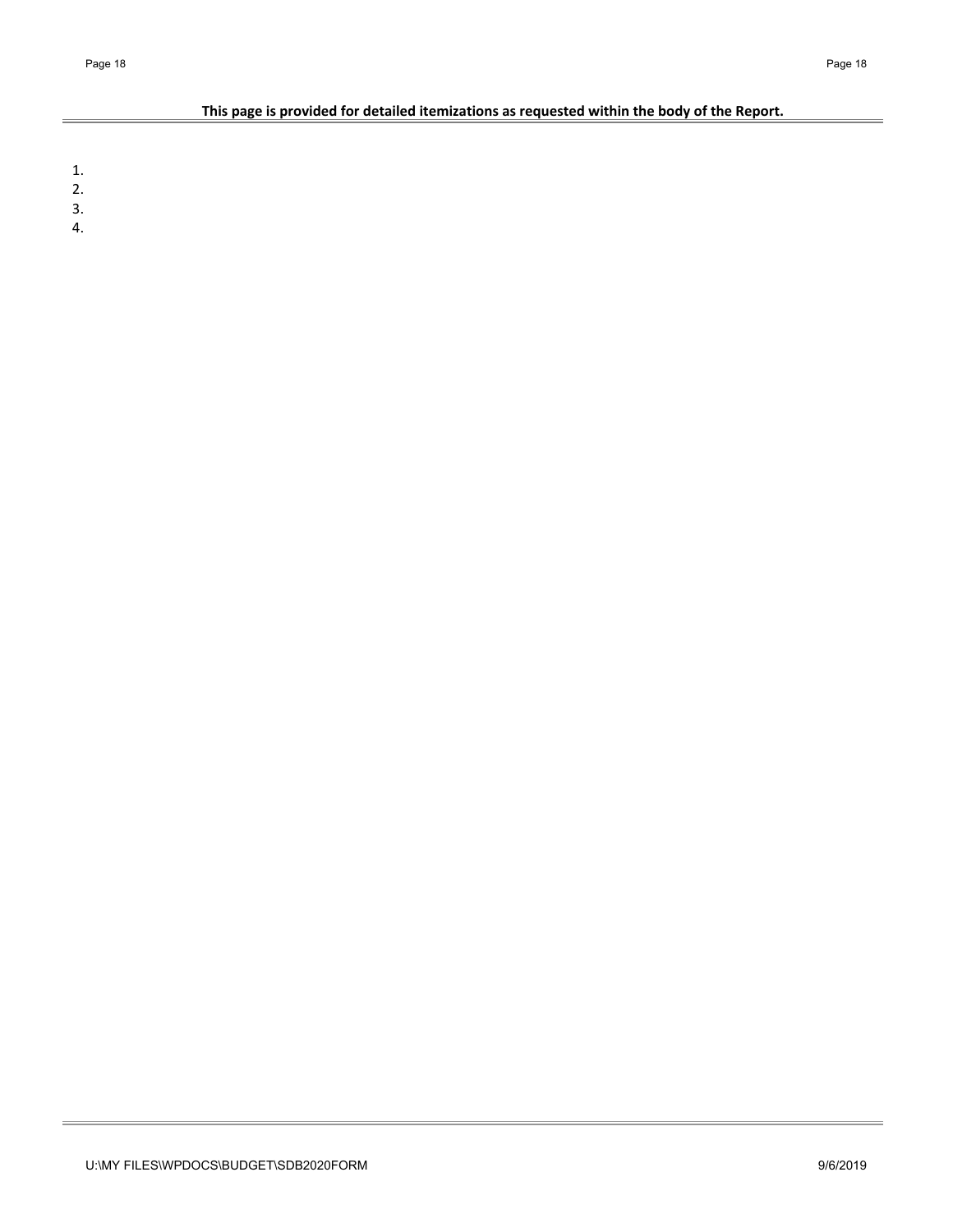**This page is provided for detailed itemizations as requested within the body of the Report.**

1.
2.
3.
4.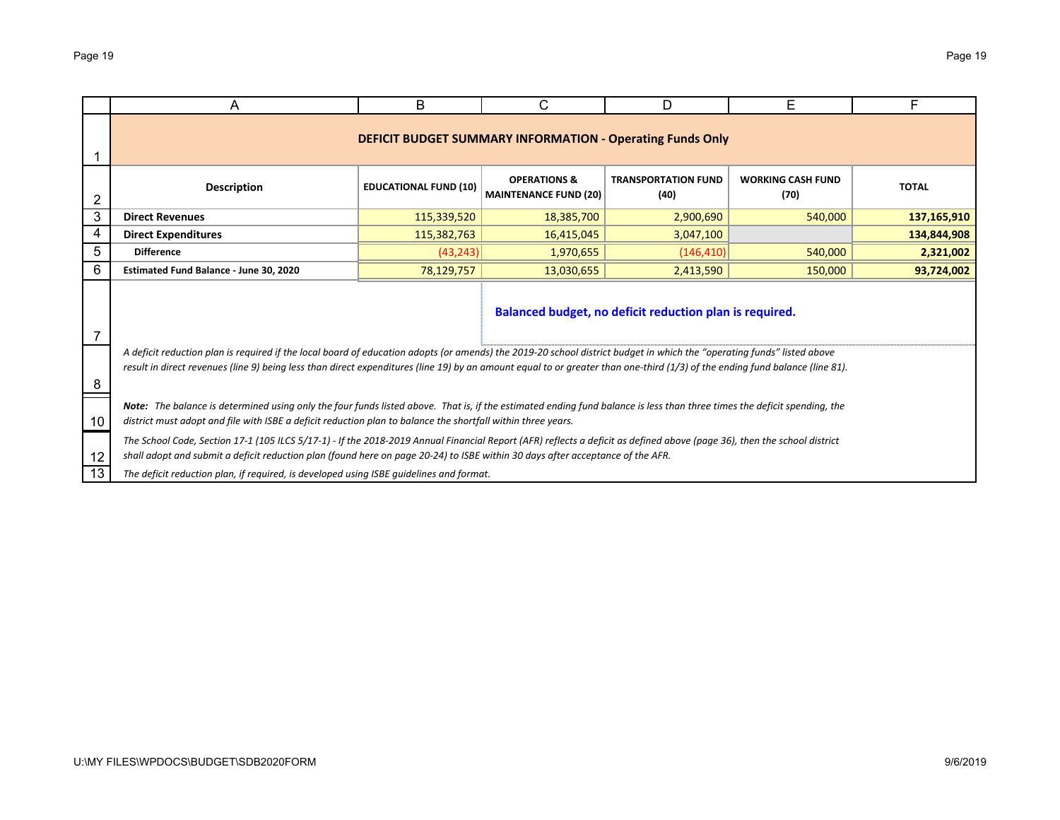## DEFICIT BUDGET SUMMARY INFORMATION - Operating Funds Only

| Description | EDUCATIONAL FUND (10) | OPERATIONS & MAINTENANCE FUND (20) | TRANSPORTATION FUND (40) | WORKING CASH FUND (70) | TOTAL |
|---|---|---|---|---|---|
| **Direct Revenues** | 115,339,520 | 18,385,700 | 2,900,690 | 540,000 | **137,165,910** |
| **Direct Expenditures** | 115,382,763 | 16,415,045 | 3,047,100 | | **134,844,908** |
| **Difference** | (43,243) | 1,970,655 | (146,410) | 540,000 | **2,321,002** |
| **Estimated Fund Balance - June 30, 2020** | 78,129,757 | 13,030,655 | 2,413,590 | 150,000 | **93,724,002** |

**Balanced budget, no deficit reduction plan is required.**

*A deficit reduction plan is required if the local board of education adopts (or amends) the 2019-20 school district budget in which the "operating funds" listed above result in direct revenues (line 9) being less than direct expenditures (line 19) by an amount equal to or greater than one-third (1/3) of the ending fund balance (line 81).*

***Note:*** *The balance is determined using only the four funds listed above. That is, if the estimated ending fund balance is less than three times the deficit spending, the district must adopt and file with ISBE a deficit reduction plan to balance the shortfall within three years.*

*The School Code, Section 17-1 (105 ILCS 5/17-1) - If the 2018-2019 Annual Financial Report (AFR) reflects a deficit as defined above (page 36), then the school district shall adopt and submit a deficit reduction plan (found here on page 20-24) to ISBE within 30 days after acceptance of the AFR.*

*The deficit reduction plan, if required, is developed using ISBE guidelines and format.*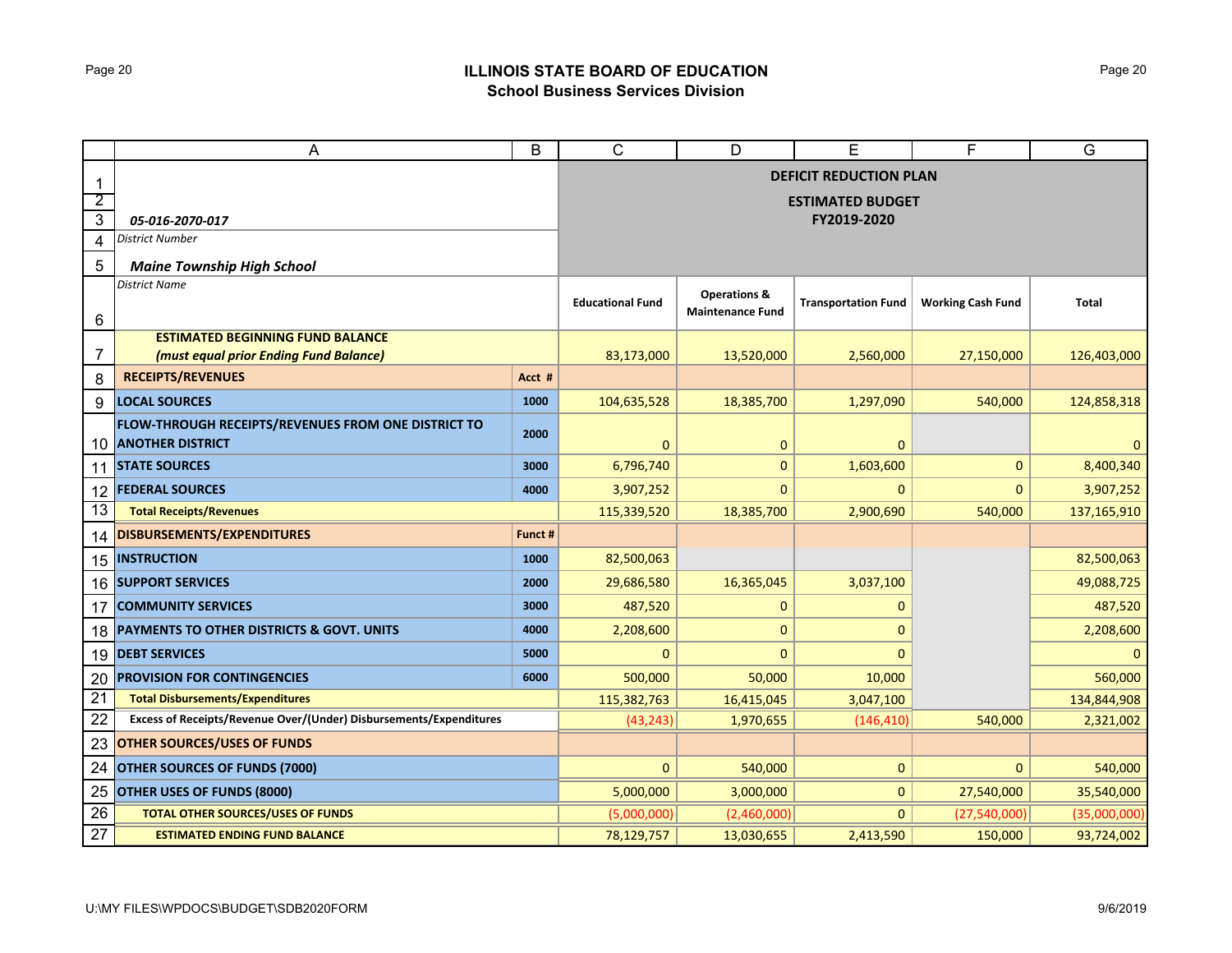## ILLINOIS STATE BOARD OF EDUCATION
### School Business Services Division

| | A | B | C | D | E | F | G |
|---|---|---|---|---|---|---|---|
| 1 | | | DEFICIT REDUCTION PLAN | | | | |
| 2 | | | ESTIMATED BUDGET | | | | |
| 3 | *05-016-2070-017* | | FY2019-2020 | | | | |
| 4 | *District Number* | | | | | | |
| 5 | ***Maine Township High School*** | | | | | | |
| 6 | *District Name* | | **Educational Fund** | **Operations & Maintenance Fund** | **Transportation Fund** | **Working Cash Fund** | **Total** |
| 7 | **ESTIMATED BEGINNING FUND BALANCE** ***(must equal prior Ending Fund Balance)*** | | 83,173,000 | 13,520,000 | 2,560,000 | 27,150,000 | 126,403,000 |
| 8 | **RECEIPTS/REVENUES** | **Acct #** | | | | | |
| 9 | **LOCAL SOURCES** | **1000** | 104,635,528 | 18,385,700 | 1,297,090 | 540,000 | 124,858,318 |
| 10 | **FLOW-THROUGH RECEIPTS/REVENUES FROM ONE DISTRICT TO ANOTHER DISTRICT** | **2000** | 0 | 0 | 0 | | 0 |
| 11 | **STATE SOURCES** | **3000** | 6,796,740 | 0 | 1,603,600 | 0 | 8,400,340 |
| 12 | **FEDERAL SOURCES** | **4000** | 3,907,252 | 0 | 0 | 0 | 3,907,252 |
| 13 | **Total Receipts/Revenues** | | 115,339,520 | 18,385,700 | 2,900,690 | 540,000 | 137,165,910 |
| 14 | **DISBURSEMENTS/EXPENDITURES** | **Funct #** | | | | | |
| 15 | **INSTRUCTION** | **1000** | 82,500,063 | | | | 82,500,063 |
| 16 | **SUPPORT SERVICES** | **2000** | 29,686,580 | 16,365,045 | 3,037,100 | | 49,088,725 |
| 17 | **COMMUNITY SERVICES** | **3000** | 487,520 | 0 | 0 | | 487,520 |
| 18 | **PAYMENTS TO OTHER DISTRICTS & GOVT. UNITS** | **4000** | 2,208,600 | 0 | 0 | | 2,208,600 |
| 19 | **DEBT SERVICES** | **5000** | 0 | 0 | 0 | | 0 |
| 20 | **PROVISION FOR CONTINGENCIES** | **6000** | 500,000 | 50,000 | 10,000 | | 560,000 |
| 21 | **Total Disbursements/Expenditures** | | 115,382,763 | 16,415,045 | 3,047,100 | | 134,844,908 |
| 22 | **Excess of Receipts/Revenue Over/(Under) Disbursements/Expenditures** | | (43,243) | 1,970,655 | (146,410) | 540,000 | 2,321,002 |
| 23 | **OTHER SOURCES/USES OF FUNDS** | | | | | | |
| 24 | **OTHER SOURCES OF FUNDS (7000)** | | 0 | 540,000 | 0 | 0 | 540,000 |
| 25 | **OTHER USES OF FUNDS (8000)** | | 5,000,000 | 3,000,000 | 0 | 27,540,000 | 35,540,000 |
| 26 | **TOTAL OTHER SOURCES/USES OF FUNDS** | | (5,000,000) | (2,460,000) | 0 | (27,540,000) | (35,000,000) |
| 27 | **ESTIMATED ENDING FUND BALANCE** | | 78,129,757 | 13,030,655 | 2,413,590 | 150,000 | 93,724,002 |

U:\MY FILES\WPDOCS\BUDGET\SDB2020FORM

9/6/2019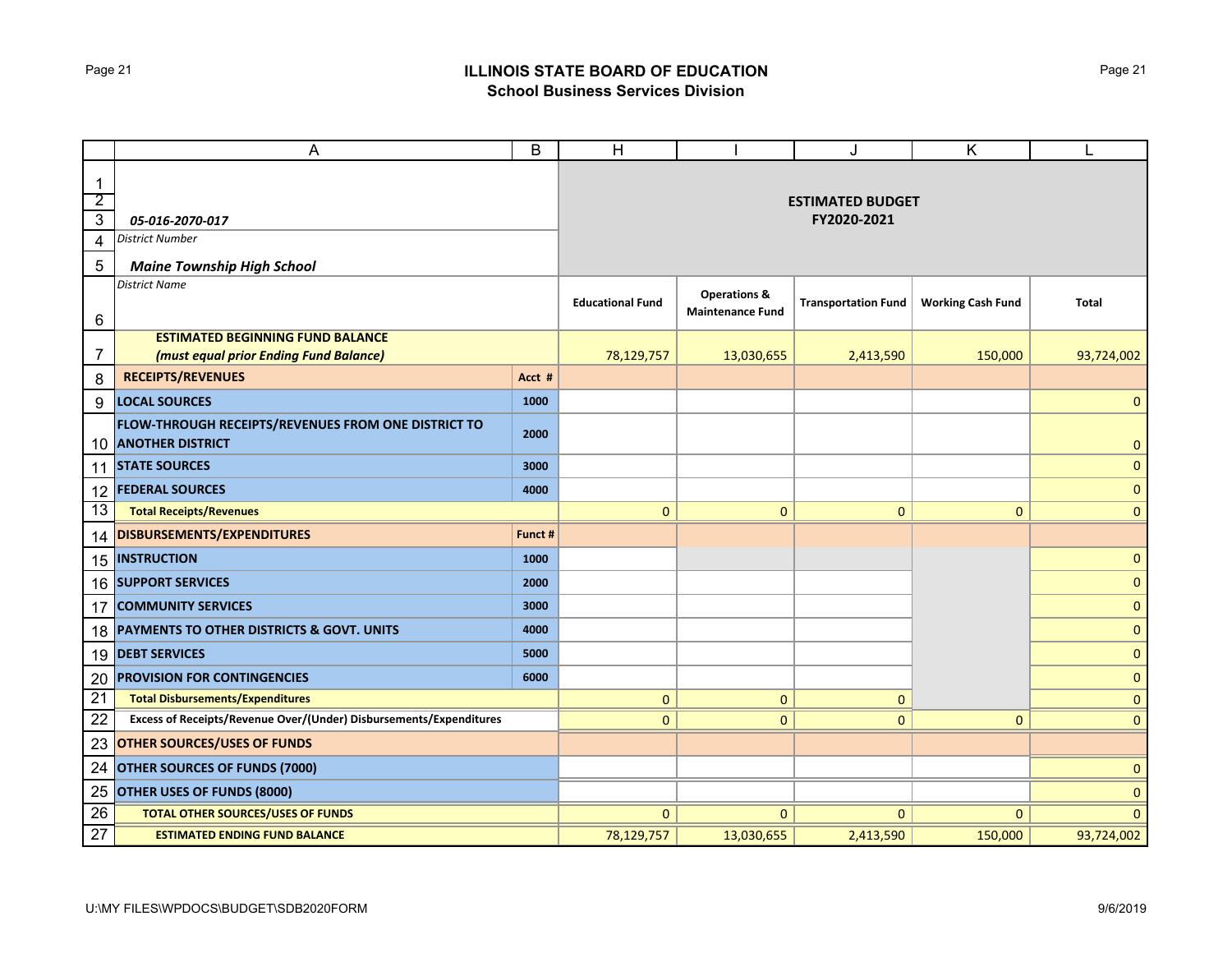# ILLINOIS STATE BOARD OF EDUCATION
## School Business Services Division

| | A | B | H | I | J | K | L |
|---|---|---|---|---|---|---|---|
| 1-3 | *05-016-2070-017* | | **ESTIMATED BUDGET FY2020-2021** | | | | |
| 4 | *District Number* | | | | | | |
| 5 | ***Maine Township High School*** | | | | | | |
| 6 | *District Name* | | **Educational Fund** | **Operations & Maintenance Fund** | **Transportation Fund** | **Working Cash Fund** | **Total** |
| 7 | **ESTIMATED BEGINNING FUND BALANCE *(must equal prior Ending Fund Balance)*** | | 78,129,757 | 13,030,655 | 2,413,590 | 150,000 | 93,724,002 |
| 8 | **RECEIPTS/REVENUES** | **Acct #** | | | | | |
| 9 | **LOCAL SOURCES** | **1000** | | | | | 0 |
| 10 | **FLOW-THROUGH RECEIPTS/REVENUES FROM ONE DISTRICT TO ANOTHER DISTRICT** | **2000** | | | | | 0 |
| 11 | **STATE SOURCES** | **3000** | | | | | 0 |
| 12 | **FEDERAL SOURCES** | **4000** | | | | | 0 |
| 13 | **Total Receipts/Revenues** | | 0 | 0 | 0 | 0 | 0 |
| 14 | **DISBURSEMENTS/EXPENDITURES** | **Funct #** | | | | | |
| 15 | **INSTRUCTION** | **1000** | | | | | 0 |
| 16 | **SUPPORT SERVICES** | **2000** | | | | | 0 |
| 17 | **COMMUNITY SERVICES** | **3000** | | | | | 0 |
| 18 | **PAYMENTS TO OTHER DISTRICTS & GOVT. UNITS** | **4000** | | | | | 0 |
| 19 | **DEBT SERVICES** | **5000** | | | | | 0 |
| 20 | **PROVISION FOR CONTINGENCIES** | **6000** | | | | | 0 |
| 21 | **Total Disbursements/Expenditures** | | 0 | 0 | 0 | | 0 |
| 22 | **Excess of Receipts/Revenue Over/(Under) Disbursements/Expenditures** | | 0 | 0 | 0 | 0 | 0 |
| 23 | **OTHER SOURCES/USES OF FUNDS** | | | | | | |
| 24 | **OTHER SOURCES OF FUNDS (7000)** | | | | | | 0 |
| 25 | **OTHER USES OF FUNDS (8000)** | | | | | | 0 |
| 26 | **TOTAL OTHER SOURCES/USES OF FUNDS** | | 0 | 0 | 0 | 0 | 0 |
| 27 | **ESTIMATED ENDING FUND BALANCE** | | 78,129,757 | 13,030,655 | 2,413,590 | 150,000 | 93,724,002 |

U:\MY FILES\WPDOCS\BUDGET\SDB2020FORM

9/6/2019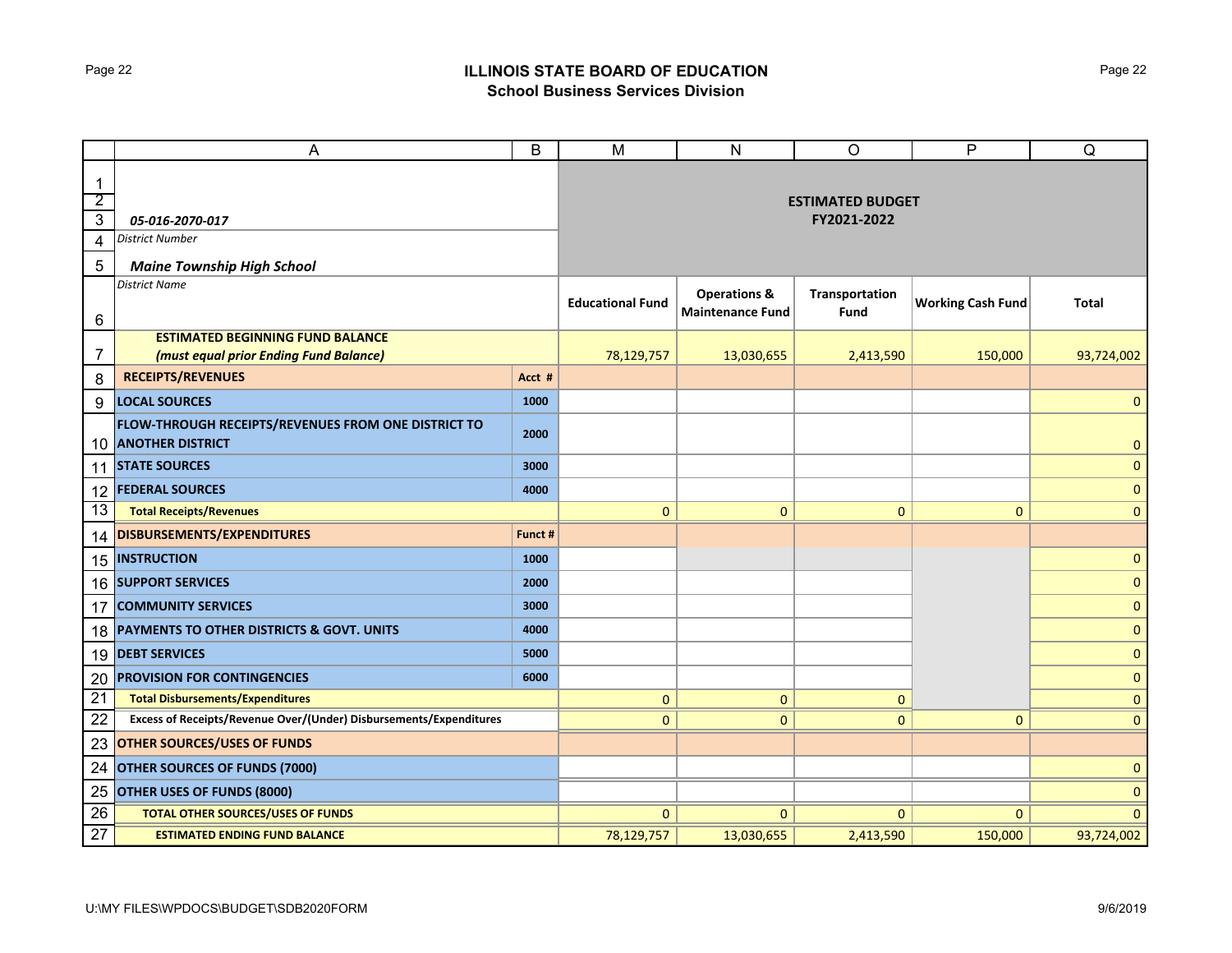# ILLINOIS STATE BOARD OF EDUCATION
## School Business Services Division

| | A | B | M | N | O | P | Q |
|---|---|---|---|---|---|---|---|
| 1 | | | **ESTIMATED BUDGET FY2021-2022** | | | | |
| 2 | | | | | | | |
| 3 | *05-016-2070-017* | | | | | | |
| 4 | *District Number* | | | | | | |
| 5 | *Maine Township High School* | | | | | | |
| 6 | *District Name* | | **Educational Fund** | **Operations & Maintenance Fund** | **Transportation Fund** | **Working Cash Fund** | **Total** |
| 7 | **ESTIMATED BEGINNING FUND BALANCE** ***(must equal prior Ending Fund Balance)*** | | 78,129,757 | 13,030,655 | 2,413,590 | 150,000 | 93,724,002 |
| 8 | **RECEIPTS/REVENUES** | **Acct #** | | | | | |
| 9 | **LOCAL SOURCES** | **1000** | | | | | 0 |
| 10 | **FLOW-THROUGH RECEIPTS/REVENUES FROM ONE DISTRICT TO ANOTHER DISTRICT** | **2000** | | | | | 0 |
| 11 | **STATE SOURCES** | **3000** | | | | | 0 |
| 12 | **FEDERAL SOURCES** | **4000** | | | | | 0 |
| 13 | **Total Receipts/Revenues** | | 0 | 0 | 0 | 0 | 0 |
| 14 | **DISBURSEMENTS/EXPENDITURES** | **Funct #** | | | | | |
| 15 | **INSTRUCTION** | **1000** | | | | | 0 |
| 16 | **SUPPORT SERVICES** | **2000** | | | | | 0 |
| 17 | **COMMUNITY SERVICES** | **3000** | | | | | 0 |
| 18 | **PAYMENTS TO OTHER DISTRICTS & GOVT. UNITS** | **4000** | | | | | 0 |
| 19 | **DEBT SERVICES** | **5000** | | | | | 0 |
| 20 | **PROVISION FOR CONTINGENCIES** | **6000** | | | | | 0 |
| 21 | **Total Disbursements/Expenditures** | | 0 | 0 | 0 | | 0 |
| 22 | **Excess of Receipts/Revenue Over/(Under) Disbursements/Expenditures** | | 0 | 0 | 0 | 0 | 0 |
| 23 | **OTHER SOURCES/USES OF FUNDS** | | | | | | |
| 24 | **OTHER SOURCES OF FUNDS (7000)** | | | | | | 0 |
| 25 | **OTHER USES OF FUNDS (8000)** | | | | | | 0 |
| 26 | **TOTAL OTHER SOURCES/USES OF FUNDS** | | 0 | 0 | 0 | 0 | 0 |
| 27 | **ESTIMATED ENDING FUND BALANCE** | | 78,129,757 | 13,030,655 | 2,413,590 | 150,000 | 93,724,002 |

U:\MY FILES\WPDOCS\BUDGET\SDB2020FORM

9/6/2019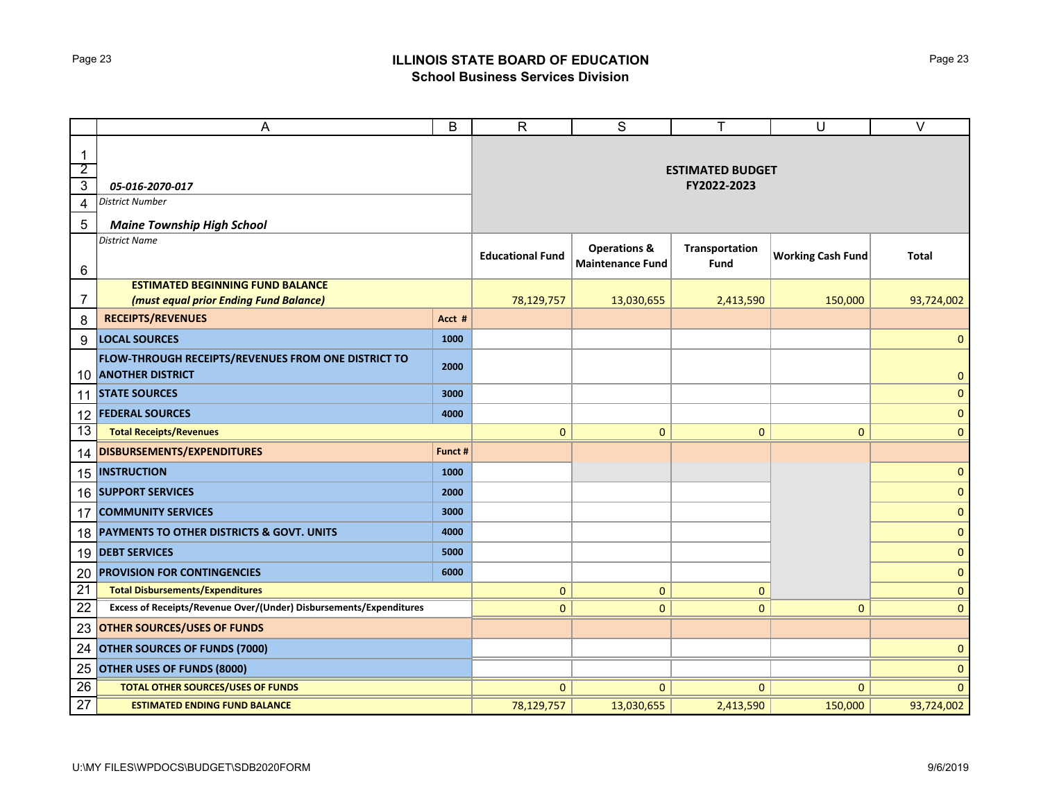# ILLINOIS STATE BOARD OF EDUCATION
## School Business Services Division

| | A | B | R | S | T | U | V |
|---|---|---|---|---|---|---|---|
| 1 | | | **ESTIMATED BUDGET FY2022-2023** | | | | |
| 2 | | | | | | | |
| 3 | ***05-016-2070-017*** | | | | | | |
| 4 | *District Number* | | | | | | |
| 5 | ***Maine Township High School*** | | | | | | |
| 6 | *District Name* | | **Educational Fund** | **Operations & Maintenance Fund** | **Transportation Fund** | **Working Cash Fund** | **Total** |
| 7 | **ESTIMATED BEGINNING FUND BALANCE** ***(must equal prior Ending Fund Balance)*** | | 78,129,757 | 13,030,655 | 2,413,590 | 150,000 | 93,724,002 |
| 8 | **RECEIPTS/REVENUES** | **Acct #** | | | | | |
| 9 | **LOCAL SOURCES** | **1000** | | | | | 0 |
| 10 | **FLOW-THROUGH RECEIPTS/REVENUES FROM ONE DISTRICT TO ANOTHER DISTRICT** | **2000** | | | | | 0 |
| 11 | **STATE SOURCES** | **3000** | | | | | 0 |
| 12 | **FEDERAL SOURCES** | **4000** | | | | | 0 |
| 13 | **Total Receipts/Revenues** | | 0 | 0 | 0 | 0 | 0 |
| 14 | **DISBURSEMENTS/EXPENDITURES** | **Funct #** | | | | | |
| 15 | **INSTRUCTION** | **1000** | | | | | 0 |
| 16 | **SUPPORT SERVICES** | **2000** | | | | | 0 |
| 17 | **COMMUNITY SERVICES** | **3000** | | | | | 0 |
| 18 | **PAYMENTS TO OTHER DISTRICTS & GOVT. UNITS** | **4000** | | | | | 0 |
| 19 | **DEBT SERVICES** | **5000** | | | | | 0 |
| 20 | **PROVISION FOR CONTINGENCIES** | **6000** | | | | | 0 |
| 21 | **Total Disbursements/Expenditures** | | 0 | 0 | 0 | | 0 |
| 22 | **Excess of Receipts/Revenue Over/(Under) Disbursements/Expenditures** | | 0 | 0 | 0 | 0 | 0 |
| 23 | **OTHER SOURCES/USES OF FUNDS** | | | | | | |
| 24 | **OTHER SOURCES OF FUNDS (7000)** | | | | | | 0 |
| 25 | **OTHER USES OF FUNDS (8000)** | | | | | | 0 |
| 26 | **TOTAL OTHER SOURCES/USES OF FUNDS** | | 0 | 0 | 0 | 0 | 0 |
| 27 | **ESTIMATED ENDING FUND BALANCE** | | 78,129,757 | 13,030,655 | 2,413,590 | 150,000 | 93,724,002 |

U:\MY FILES\WPDOCS\BUDGET\SDB2020FORM

9/6/2019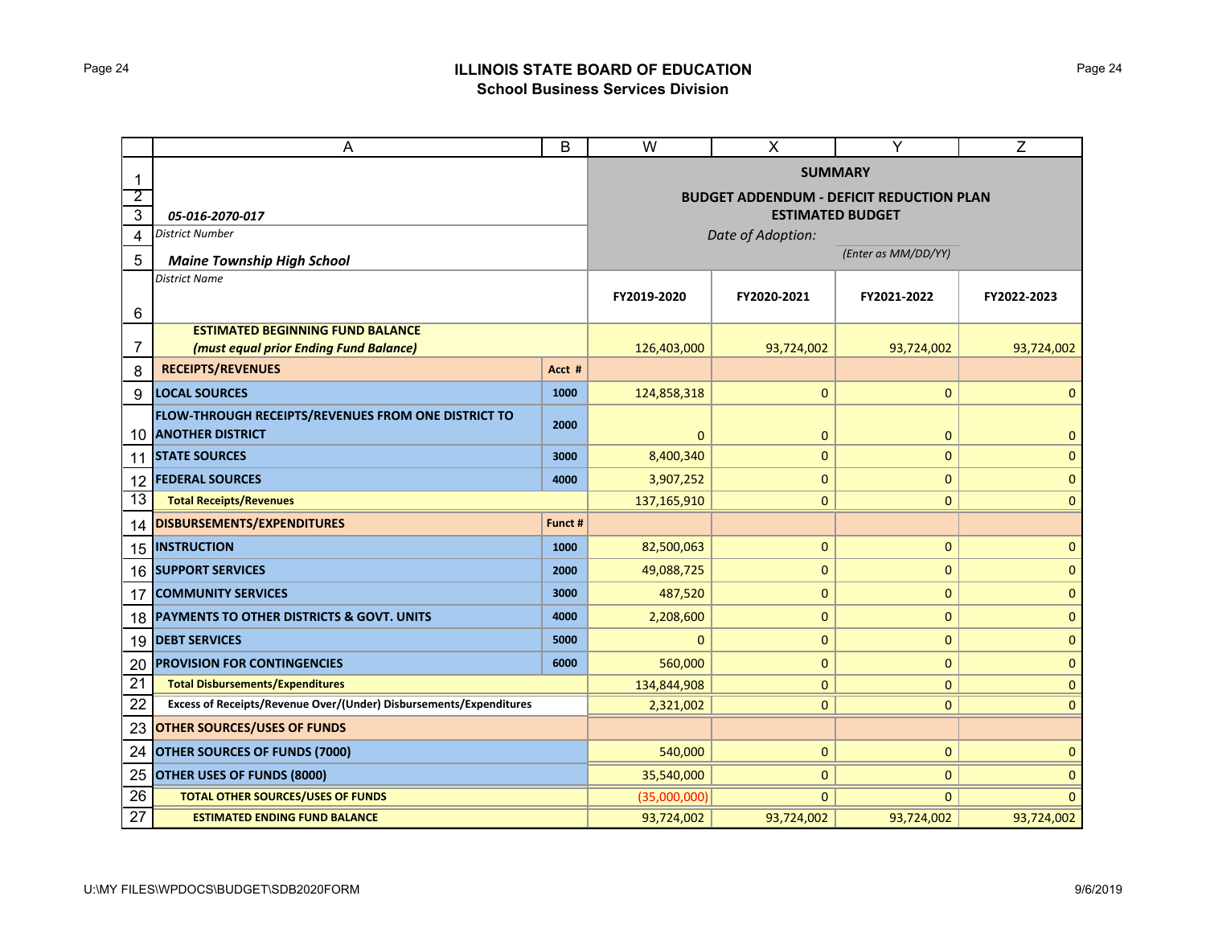# ILLINOIS STATE BOARD OF EDUCATION
## School Business Services Division

| | A | B | W | X | Y | Z |
|---|---|---|---|---|---|---|
| 1 | | | **SUMMARY** | | | |
| 2 | | | **BUDGET ADDENDUM - DEFICIT REDUCTION PLAN** | | | |
| 3 | *05-016-2070-017* | | **ESTIMATED BUDGET** | | | |
| 4 | *District Number* | | *Date of Adoption:* | | | |
| 5 | ***Maine Township High School*** | | | | *(Enter as MM/DD/YY)* | |
| 6 | *District Name* | | **FY2019-2020** | **FY2020-2021** | **FY2021-2022** | **FY2022-2023** |
| 7 | **ESTIMATED BEGINNING FUND BALANCE** ***(must equal prior Ending Fund Balance)*** | | 126,403,000 | 93,724,002 | 93,724,002 | 93,724,002 |
| 8 | **RECEIPTS/REVENUES** | **Acct #** | | | | |
| 9 | **LOCAL SOURCES** | **1000** | 124,858,318 | 0 | 0 | 0 |
| 10 | **FLOW-THROUGH RECEIPTS/REVENUES FROM ONE DISTRICT TO ANOTHER DISTRICT** | **2000** | 0 | 0 | 0 | 0 |
| 11 | **STATE SOURCES** | **3000** | 8,400,340 | 0 | 0 | 0 |
| 12 | **FEDERAL SOURCES** | **4000** | 3,907,252 | 0 | 0 | 0 |
| 13 | **Total Receipts/Revenues** | | 137,165,910 | 0 | 0 | 0 |
| 14 | **DISBURSEMENTS/EXPENDITURES** | **Funct #** | | | | |
| 15 | **INSTRUCTION** | **1000** | 82,500,063 | 0 | 0 | 0 |
| 16 | **SUPPORT SERVICES** | **2000** | 49,088,725 | 0 | 0 | 0 |
| 17 | **COMMUNITY SERVICES** | **3000** | 487,520 | 0 | 0 | 0 |
| 18 | **PAYMENTS TO OTHER DISTRICTS & GOVT. UNITS** | **4000** | 2,208,600 | 0 | 0 | 0 |
| 19 | **DEBT SERVICES** | **5000** | 0 | 0 | 0 | 0 |
| 20 | **PROVISION FOR CONTINGENCIES** | **6000** | 560,000 | 0 | 0 | 0 |
| 21 | **Total Disbursements/Expenditures** | | 134,844,908 | 0 | 0 | 0 |
| 22 | **Excess of Receipts/Revenue Over/(Under) Disbursements/Expenditures** | | 2,321,002 | 0 | 0 | 0 |
| 23 | **OTHER SOURCES/USES OF FUNDS** | | | | | |
| 24 | **OTHER SOURCES OF FUNDS (7000)** | | 540,000 | 0 | 0 | 0 |
| 25 | **OTHER USES OF FUNDS (8000)** | | 35,540,000 | 0 | 0 | 0 |
| 26 | **TOTAL OTHER SOURCES/USES OF FUNDS** | | (35,000,000) | 0 | 0 | 0 |
| 27 | **ESTIMATED ENDING FUND BALANCE** | | 93,724,002 | 93,724,002 | 93,724,002 | 93,724,002 |

U:\MY FILES\WPDOCS\BUDGET\SDB2020FORM

9/6/2019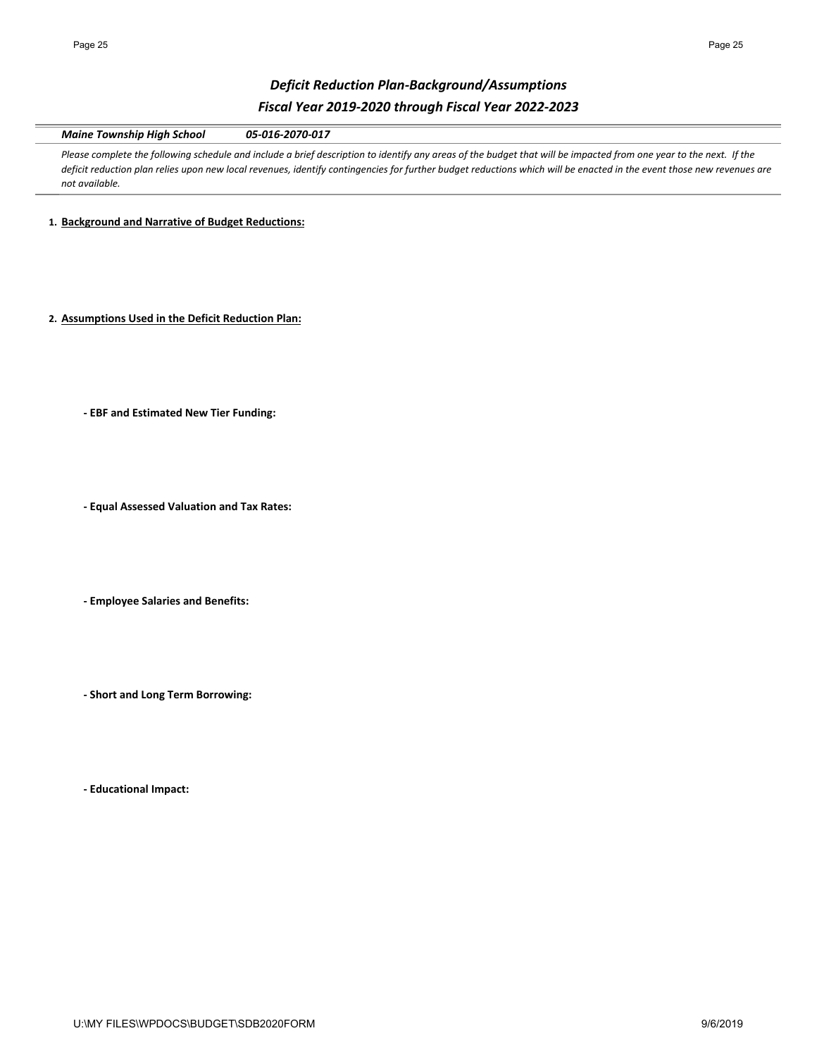## *Deficit Reduction Plan-Background/Assumptions*
## *Fiscal Year 2019-2020 through Fiscal Year 2022-2023*

***Maine Township High School*** ***05-016-2070-017***

*Please complete the following schedule and include a brief description to identify any areas of the budget that will be impacted from one year to the next. If the deficit reduction plan relies upon new local revenues, identify contingencies for further budget reductions which will be enacted in the event those new revenues are not available.*

**1. Background and Narrative of Budget Reductions:**

**2. Assumptions Used in the Deficit Reduction Plan:**

**- EBF and Estimated New Tier Funding:**

**- Equal Assessed Valuation and Tax Rates:**

**- Employee Salaries and Benefits:**

**- Short and Long Term Borrowing:**

**- Educational Impact:**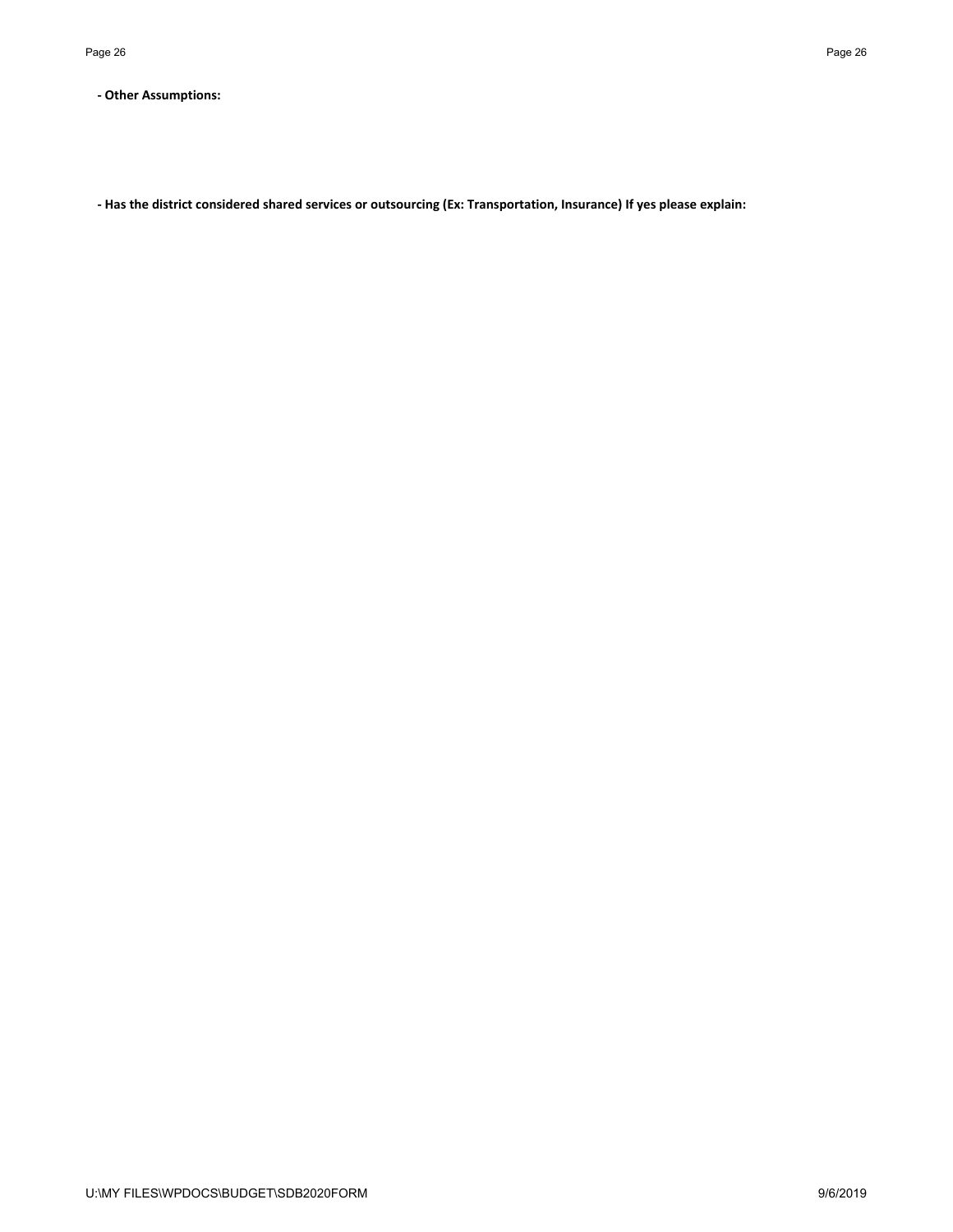**- Other Assumptions:**

**- Has the district considered shared services or outsourcing (Ex: Transportation, Insurance) If yes please explain:**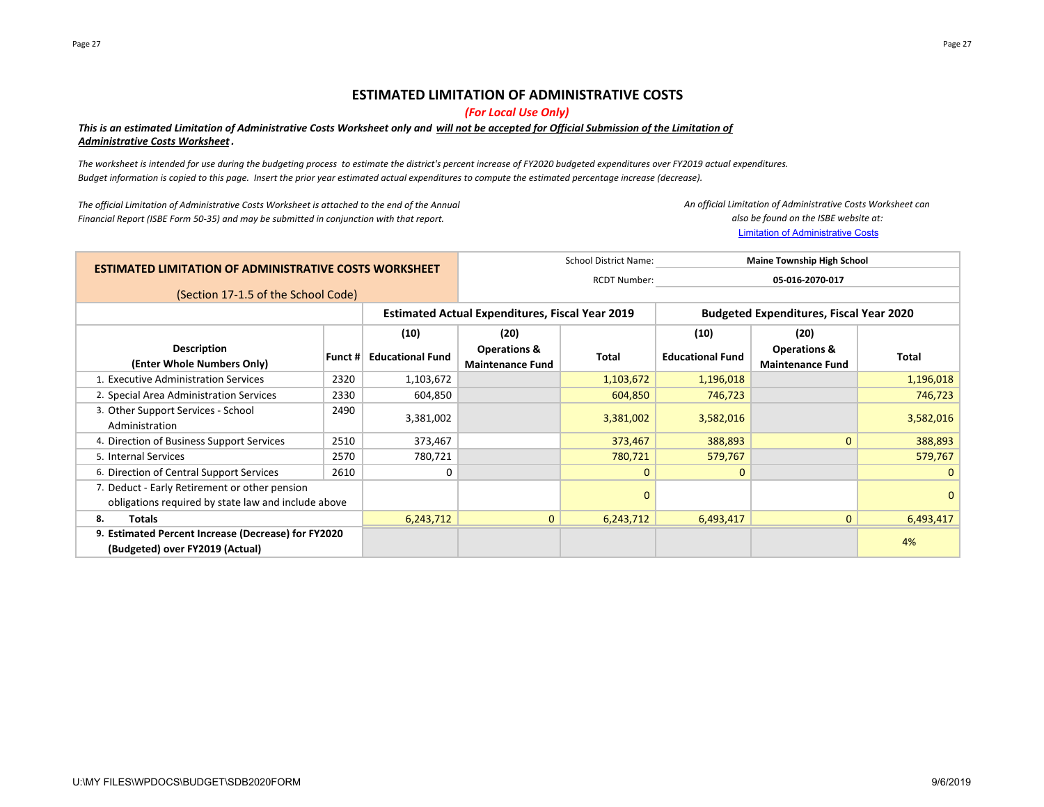# ESTIMATED LIMITATION OF ADMINISTRATIVE COSTS

***(For Local Use Only)***

***This is an estimated Limitation of Administrative Costs Worksheet only and will not be accepted for Official Submission of the Limitation of Administrative Costs Worksheet.***

*The worksheet is intended for use during the budgeting process to estimate the district's percent increase of FY2020 budgeted expenditures over FY2019 actual expenditures. Budget information is copied to this page. Insert the prior year estimated actual expenditures to compute the estimated percentage increase (decrease).*

*The official Limitation of Administrative Costs Worksheet is attached to the end of the Annual Financial Report (ISBE Form 50-35) and may be submitted in conjunction with that report.*

*An official Limitation of Administrative Costs Worksheet can also be found on the ISBE website at:* Limitation of Administrative Costs

**ESTIMATED LIMITATION OF ADMINISTRATIVE COSTS WORKSHEET**

(Section 17-1.5 of the School Code)

School District Name: **Maine Township High School**

RCDT Number: **05-016-2070-017**

| Description (Enter Whole Numbers Only) | Funct # | Estimated Actual Expenditures, Fiscal Year 2019 | | | Budgeted Expenditures, Fiscal Year 2020 | | |
|---|---|---|---|---|---|---|---|
| | | (10) Educational Fund | (20) Operations & Maintenance Fund | Total | (10) Educational Fund | (20) Operations & Maintenance Fund | Total |
| 1. Executive Administration Services | 2320 | 1,103,672 | | 1,103,672 | 1,196,018 | | 1,196,018 |
| 2. Special Area Administration Services | 2330 | 604,850 | | 604,850 | 746,723 | | 746,723 |
| 3. Other Support Services - School Administration | 2490 | 3,381,002 | | 3,381,002 | 3,582,016 | | 3,582,016 |
| 4. Direction of Business Support Services | 2510 | 373,467 | | 373,467 | 388,893 | 0 | 388,893 |
| 5. Internal Services | 2570 | 780,721 | | 780,721 | 579,767 | | 579,767 |
| 6. Direction of Central Support Services | 2610 | 0 | | 0 | 0 | | 0 |
| 7. Deduct - Early Retirement or other pension obligations required by state law and include above | | | | 0 | | | 0 |
| 8. **Totals** | | 6,243,712 | 0 | 6,243,712 | 6,493,417 | 0 | 6,493,417 |
| 9. **Estimated Percent Increase (Decrease) for FY2020 (Budgeted) over FY2019 (Actual)** | | | | | | | 4% |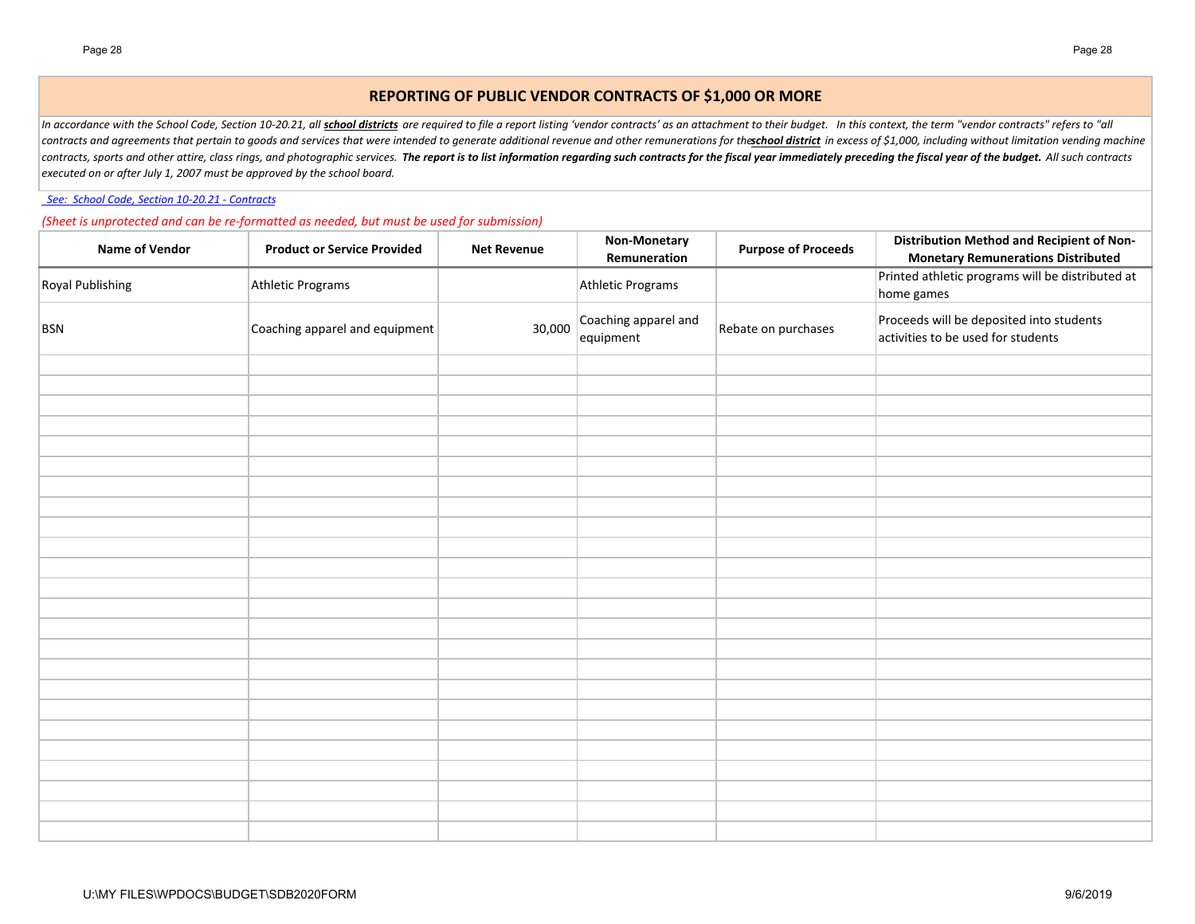## REPORTING OF PUBLIC VENDOR CONTRACTS OF $1,000 OR MORE

*In accordance with the School Code, Section 10-20.21, all* ***school districts*** *are required to file a report listing 'vendor contracts' as an attachment to their budget. In this context, the term "vendor contracts" refers to "all contracts and agreements that pertain to goods and services that were intended to generate additional revenue and other remunerations for the* ***school district*** *in excess of $1,000, including without limitation vending machine contracts, sports and other attire, class rings, and photographic services.* ***The report is to list information regarding such contracts for the fiscal year immediately preceding the fiscal year of the budget.*** *All such contracts executed on or after July 1, 2007 must be approved by the school board.*

*See: School Code, Section 10-20.21 - Contracts*

*(Sheet is unprotected and can be re-formatted as needed, but must be used for submission)*

| Name of Vendor | Product or Service Provided | Net Revenue | Non-Monetary Remuneration | Purpose of Proceeds | Distribution Method and Recipient of Non-Monetary Remunerations Distributed |
|---|---|---|---|---|---|
| Royal Publishing | Athletic Programs | | Athletic Programs | | Printed athletic programs will be distributed at home games |
| BSN | Coaching apparel and equipment | 30,000 | Coaching apparel and equipment | Rebate on purchases | Proceeds will be deposited into students activities to be used for students |
| | | | | | |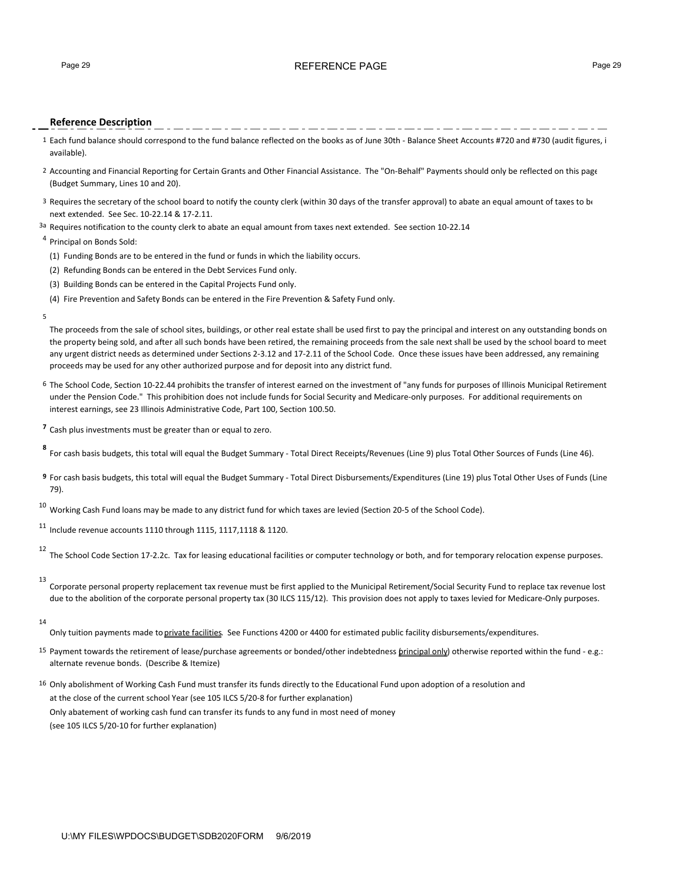# REFERENCE PAGE

## Reference Description

1 Each fund balance should correspond to the fund balance reflected on the books as of June 30th - Balance Sheet Accounts #720 and #730 (audit figures, i available).

2 Accounting and Financial Reporting for Certain Grants and Other Financial Assistance. The "On-Behalf" Payments should only be reflected on this page (Budget Summary, Lines 10 and 20).

3 Requires the secretary of the school board to notify the county clerk (within 30 days of the transfer approval) to abate an equal amount of taxes to be next extended. See Sec. 10-22.14 & 17-2.11.

3a Requires notification to the county clerk to abate an equal amount from taxes next extended. See section 10-22.14

4 Principal on Bonds Sold:

(1) Funding Bonds are to be entered in the fund or funds in which the liability occurs.

(2) Refunding Bonds can be entered in the Debt Services Fund only.

(3) Building Bonds can be entered in the Capital Projects Fund only.

(4) Fire Prevention and Safety Bonds can be entered in the Fire Prevention & Safety Fund only.

5 The proceeds from the sale of school sites, buildings, or other real estate shall be used first to pay the principal and interest on any outstanding bonds on the property being sold, and after all such bonds have been retired, the remaining proceeds from the sale next shall be used by the school board to meet any urgent district needs as determined under Sections 2-3.12 and 17-2.11 of the School Code. Once these issues have been addressed, any remaining proceeds may be used for any other authorized purpose and for deposit into any district fund.

6 The School Code, Section 10-22.44 prohibits the transfer of interest earned on the investment of "any funds for purposes of Illinois Municipal Retirement under the Pension Code." This prohibition does not include funds for Social Security and Medicare-only purposes. For additional requirements on interest earnings, see 23 Illinois Administrative Code, Part 100, Section 100.50.

**7** Cash plus investments must be greater than or equal to zero.

**8** For cash basis budgets, this total will equal the Budget Summary - Total Direct Receipts/Revenues (Line 9) plus Total Other Sources of Funds (Line 46).

**9** For cash basis budgets, this total will equal the Budget Summary - Total Direct Disbursements/Expenditures (Line 19) plus Total Other Uses of Funds (Line 79).

10 Working Cash Fund loans may be made to any district fund for which taxes are levied (Section 20-5 of the School Code).

11 Include revenue accounts 1110 through 1115, 1117,1118 & 1120.

12 The School Code Section 17-2.2c. Tax for leasing educational facilities or computer technology or both, and for temporary relocation expense purposes.

13 Corporate personal property replacement tax revenue must be first applied to the Municipal Retirement/Social Security Fund to replace tax revenue lost due to the abolition of the corporate personal property tax (30 ILCS 115/12). This provision does not apply to taxes levied for Medicare-Only purposes.

14 Only tuition payments made to private facilities. See Functions 4200 or 4400 for estimated public facility disbursements/expenditures.

15 Payment towards the retirement of lease/purchase agreements or bonded/other indebtedness (principal only) otherwise reported within the fund - e.g.: alternate revenue bonds. (Describe & Itemize)

16 Only abolishment of Working Cash Fund must transfer its funds directly to the Educational Fund upon adoption of a resolution and at the close of the current school Year (see 105 ILCS 5/20-8 for further explanation)
Only abatement of working cash fund can transfer its funds to any fund in most need of money
(see 105 ILCS 5/20-10 for further explanation)

U:\MY FILES\WPDOCS\BUDGET\SDB2020FORM 9/6/2019